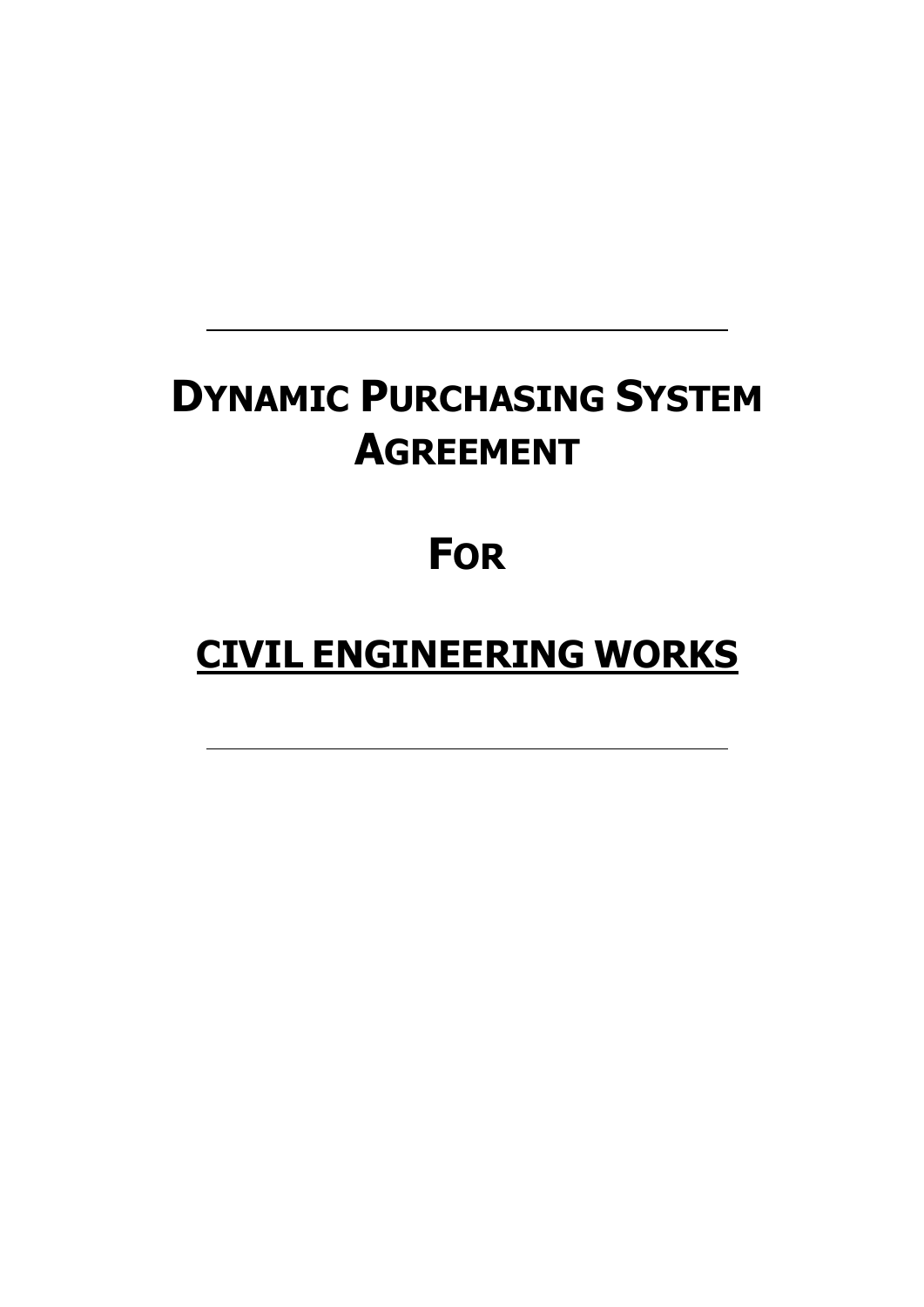---

# DYNAMIC PURCHASING SYSTEM AGREEMENT

# FOR

# <u>CIVIL ENGINEERING WORKS</u>

---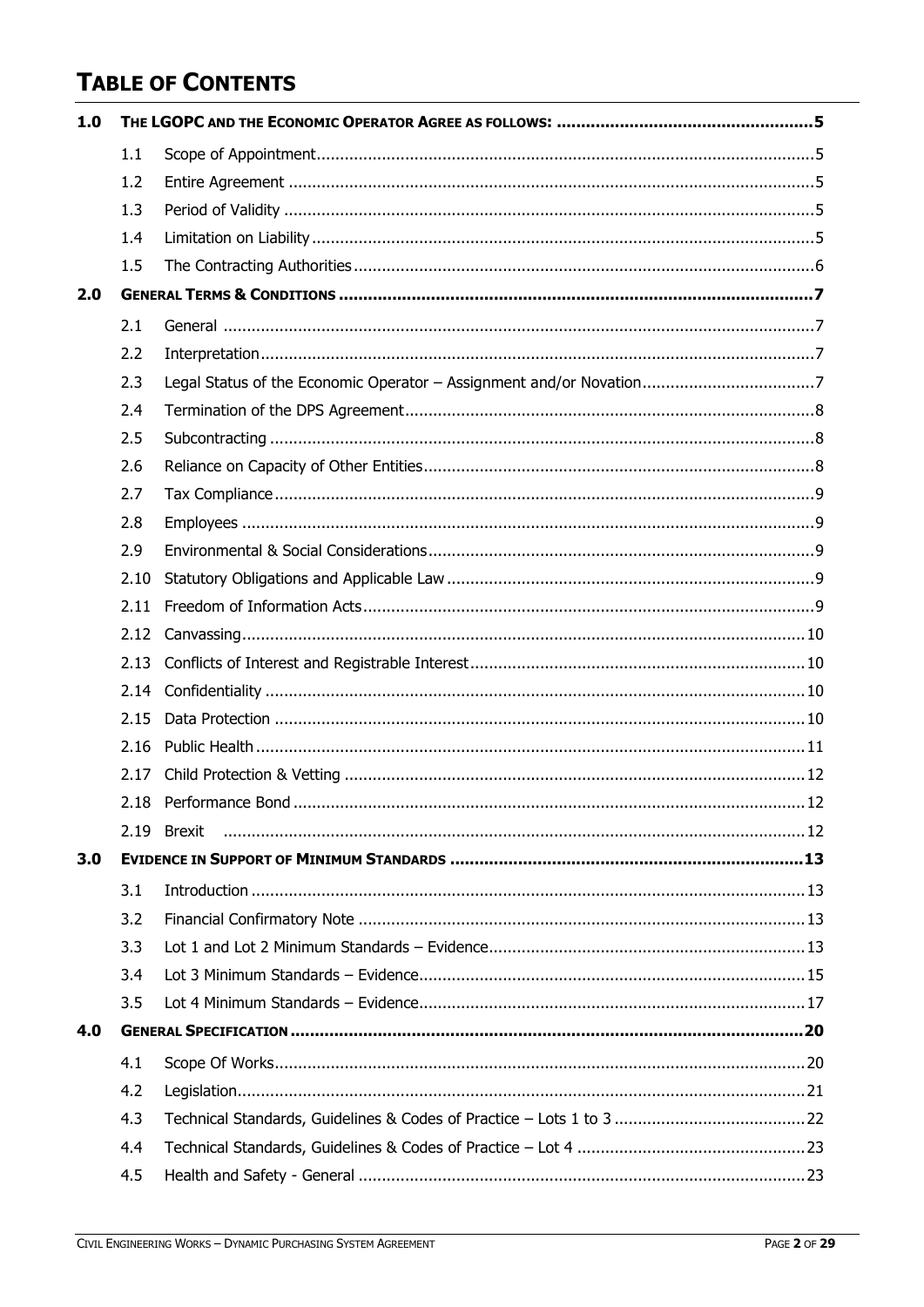# TABLE OF CONTENTS

| | | | |
|---|---|---|---|
| **1.0** | **THE LGOPC AND THE ECONOMIC OPERATOR AGREE AS FOLLOWS:** | | **5** |
| | 1.1 | Scope of Appointment | 5 |
| | 1.2 | Entire Agreement | 5 |
| | 1.3 | Period of Validity | 5 |
| | 1.4 | Limitation on Liability | 5 |
| | 1.5 | The Contracting Authorities | 6 |
| **2.0** | **GENERAL TERMS & CONDITIONS** | | **7** |
| | 2.1 | General | 7 |
| | 2.2 | Interpretation | 7 |
| | 2.3 | Legal Status of the Economic Operator – Assignment and/or Novation | 7 |
| | 2.4 | Termination of the DPS Agreement | 8 |
| | 2.5 | Subcontracting | 8 |
| | 2.6 | Reliance on Capacity of Other Entities | 8 |
| | 2.7 | Tax Compliance | 9 |
| | 2.8 | Employees | 9 |
| | 2.9 | Environmental & Social Considerations | 9 |
| | 2.10 | Statutory Obligations and Applicable Law | 9 |
| | 2.11 | Freedom of Information Acts | 9 |
| | 2.12 | Canvassing | 10 |
| | 2.13 | Conflicts of Interest and Registrable Interest | 10 |
| | 2.14 | Confidentiality | 10 |
| | 2.15 | Data Protection | 10 |
| | 2.16 | Public Health | 11 |
| | 2.17 | Child Protection & Vetting | 12 |
| | 2.18 | Performance Bond | 12 |
| | 2.19 | Brexit | 12 |
| **3.0** | **EVIDENCE IN SUPPORT OF MINIMUM STANDARDS** | | **13** |
| | 3.1 | Introduction | 13 |
| | 3.2 | Financial Confirmatory Note | 13 |
| | 3.3 | Lot 1 and Lot 2 Minimum Standards – Evidence | 13 |
| | 3.4 | Lot 3 Minimum Standards – Evidence | 15 |
| | 3.5 | Lot 4 Minimum Standards – Evidence | 17 |
| **4.0** | **GENERAL SPECIFICATION** | | **20** |
| | 4.1 | Scope Of Works | 20 |
| | 4.2 | Legislation | 21 |
| | 4.3 | Technical Standards, Guidelines & Codes of Practice – Lots 1 to 3 | 22 |
| | 4.4 | Technical Standards, Guidelines & Codes of Practice – Lot 4 | 23 |
| | 4.5 | Health and Safety - General | 23 |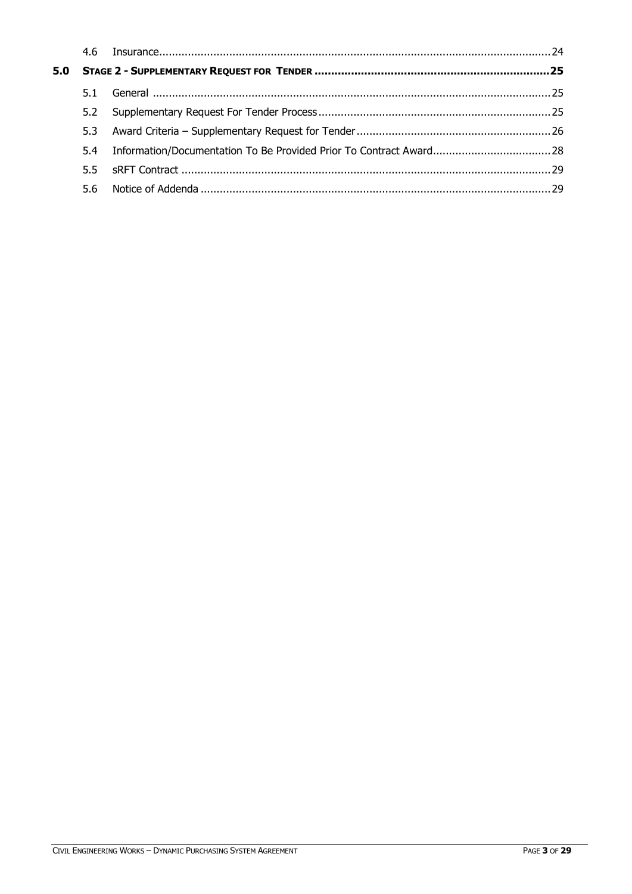4.6 Insurance........................................................................................................................24

**5.0 STAGE 2 - SUPPLEMENTARY REQUEST FOR TENDER ......................................................................25**

5.1 General ...........................................................................................................................25

5.2 Supplementary Request For Tender Process.........................................................................25

5.3 Award Criteria – Supplementary Request for Tender.............................................................26

5.4 Information/Documentation To Be Provided Prior To Contract Award.....................................28

5.5 sRFT Contract ...................................................................................................................29

5.6 Notice of Addenda .............................................................................................................29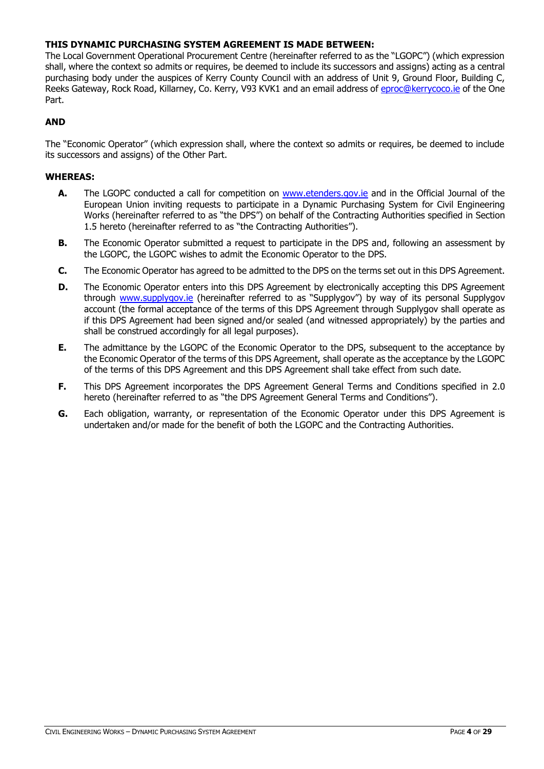**THIS DYNAMIC PURCHASING SYSTEM AGREEMENT IS MADE BETWEEN:**

The Local Government Operational Procurement Centre (hereinafter referred to as the "LGOPC") (which expression shall, where the context so admits or requires, be deemed to include its successors and assigns) acting as a central purchasing body under the auspices of Kerry County Council with an address of Unit 9, Ground Floor, Building C, Reeks Gateway, Rock Road, Killarney, Co. Kerry, V93 KVK1 and an email address of eproc@kerrycoco.ie of the One Part.

**AND**

The "Economic Operator" (which expression shall, where the context so admits or requires, be deemed to include its successors and assigns) of the Other Part.

**WHEREAS:**

- **A.** The LGOPC conducted a call for competition on www.etenders.gov.ie and in the Official Journal of the European Union inviting requests to participate in a Dynamic Purchasing System for Civil Engineering Works (hereinafter referred to as "the DPS") on behalf of the Contracting Authorities specified in Section 1.5 hereto (hereinafter referred to as "the Contracting Authorities").
- **B.** The Economic Operator submitted a request to participate in the DPS and, following an assessment by the LGOPC, the LGOPC wishes to admit the Economic Operator to the DPS.
- **C.** The Economic Operator has agreed to be admitted to the DPS on the terms set out in this DPS Agreement.
- **D.** The Economic Operator enters into this DPS Agreement by electronically accepting this DPS Agreement through www.supplygov.ie (hereinafter referred to as "Supplygov") by way of its personal Supplygov account (the formal acceptance of the terms of this DPS Agreement through Supplygov shall operate as if this DPS Agreement had been signed and/or sealed (and witnessed appropriately) by the parties and shall be construed accordingly for all legal purposes).
- **E.** The admittance by the LGOPC of the Economic Operator to the DPS, subsequent to the acceptance by the Economic Operator of the terms of this DPS Agreement, shall operate as the acceptance by the LGOPC of the terms of this DPS Agreement and this DPS Agreement shall take effect from such date.
- **F.** This DPS Agreement incorporates the DPS Agreement General Terms and Conditions specified in 2.0 hereto (hereinafter referred to as "the DPS Agreement General Terms and Conditions").
- **G.** Each obligation, warranty, or representation of the Economic Operator under this DPS Agreement is undertaken and/or made for the benefit of both the LGOPC and the Contracting Authorities.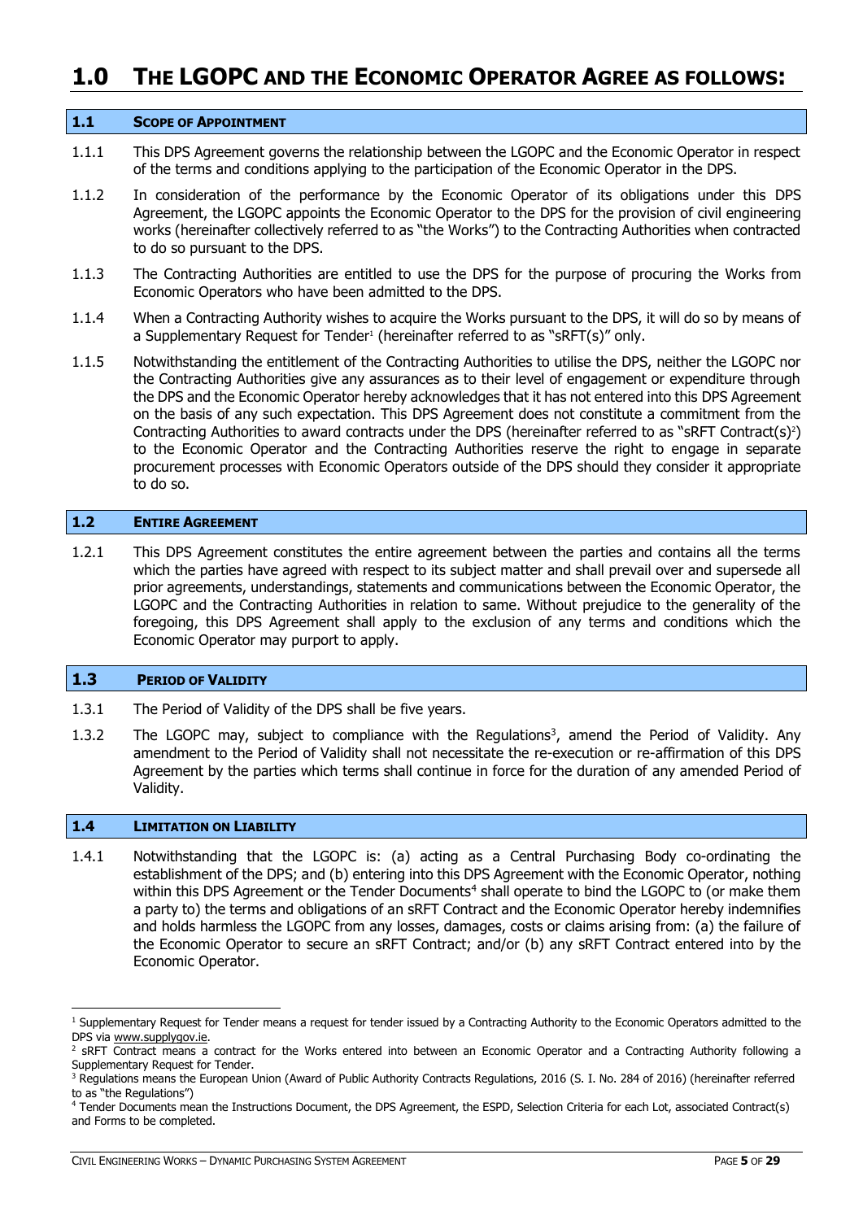# 1.0 THE LGOPC AND THE ECONOMIC OPERATOR AGREE AS FOLLOWS:

## 1.1 SCOPE OF APPOINTMENT

1.1.1 This DPS Agreement governs the relationship between the LGOPC and the Economic Operator in respect of the terms and conditions applying to the participation of the Economic Operator in the DPS.

1.1.2 In consideration of the performance by the Economic Operator of its obligations under this DPS Agreement, the LGOPC appoints the Economic Operator to the DPS for the provision of civil engineering works (hereinafter collectively referred to as "the Works") to the Contracting Authorities when contracted to do so pursuant to the DPS.

1.1.3 The Contracting Authorities are entitled to use the DPS for the purpose of procuring the Works from Economic Operators who have been admitted to the DPS.

1.1.4 When a Contracting Authority wishes to acquire the Works pursuant to the DPS, it will do so by means of a Supplementary Request for Tender[1] (hereinafter referred to as "sRFT(s)" only.

1.1.5 Notwithstanding the entitlement of the Contracting Authorities to utilise the DPS, neither the LGOPC nor the Contracting Authorities give any assurances as to their level of engagement or expenditure through the DPS and the Economic Operator hereby acknowledges that it has not entered into this DPS Agreement on the basis of any such expectation. This DPS Agreement does not constitute a commitment from the Contracting Authorities to award contracts under the DPS (hereinafter referred to as "sRFT Contract(s)[2]) to the Economic Operator and the Contracting Authorities reserve the right to engage in separate procurement processes with Economic Operators outside of the DPS should they consider it appropriate to do so.

## 1.2 ENTIRE AGREEMENT

1.2.1 This DPS Agreement constitutes the entire agreement between the parties and contains all the terms which the parties have agreed with respect to its subject matter and shall prevail over and supersede all prior agreements, understandings, statements and communications between the Economic Operator, the LGOPC and the Contracting Authorities in relation to same. Without prejudice to the generality of the foregoing, this DPS Agreement shall apply to the exclusion of any terms and conditions which the Economic Operator may purport to apply.

## 1.3 PERIOD OF VALIDITY

1.3.1 The Period of Validity of the DPS shall be five years.

1.3.2 The LGOPC may, subject to compliance with the Regulations[3], amend the Period of Validity. Any amendment to the Period of Validity shall not necessitate the re-execution or re-affirmation of this DPS Agreement by the parties which terms shall continue in force for the duration of any amended Period of Validity.

## 1.4 LIMITATION ON LIABILITY

1.4.1 Notwithstanding that the LGOPC is: (a) acting as a Central Purchasing Body co-ordinating the establishment of the DPS; and (b) entering into this DPS Agreement with the Economic Operator, nothing within this DPS Agreement or the Tender Documents[4] shall operate to bind the LGOPC to (or make them a party to) the terms and obligations of an sRFT Contract and the Economic Operator hereby indemnifies and holds harmless the LGOPC from any losses, damages, costs or claims arising from: (a) the failure of the Economic Operator to secure an sRFT Contract; and/or (b) any sRFT Contract entered into by the Economic Operator.

---

[1] Supplementary Request for Tender means a request for tender issued by a Contracting Authority to the Economic Operators admitted to the DPS via www.supplygov.ie.

[2] sRFT Contract means a contract for the Works entered into between an Economic Operator and a Contracting Authority following a Supplementary Request for Tender.

[3] Regulations means the European Union (Award of Public Authority Contracts Regulations, 2016 (S. I. No. 284 of 2016) (hereinafter referred to as "the Regulations")

[4] Tender Documents mean the Instructions Document, the DPS Agreement, the ESPD, Selection Criteria for each Lot, associated Contract(s) and Forms to be completed.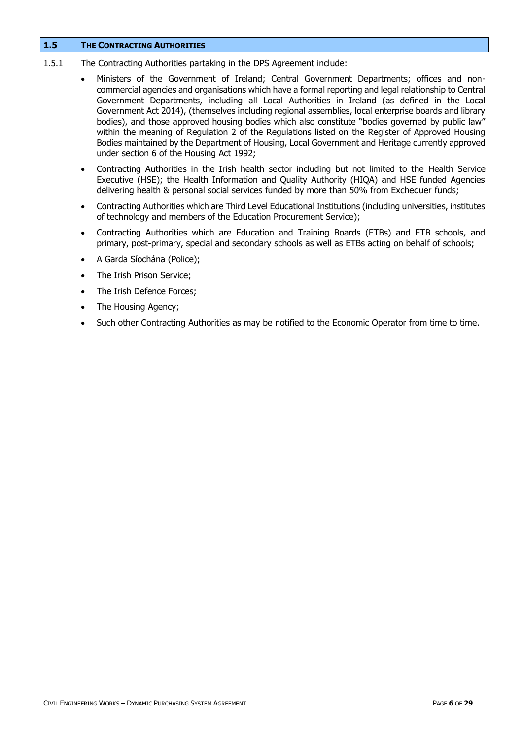## 1.5 THE CONTRACTING AUTHORITIES

1.5.1 The Contracting Authorities partaking in the DPS Agreement include:

- Ministers of the Government of Ireland; Central Government Departments; offices and non-commercial agencies and organisations which have a formal reporting and legal relationship to Central Government Departments, including all Local Authorities in Ireland (as defined in the Local Government Act 2014), (themselves including regional assemblies, local enterprise boards and library bodies), and those approved housing bodies which also constitute "bodies governed by public law" within the meaning of Regulation 2 of the Regulations listed on the Register of Approved Housing Bodies maintained by the Department of Housing, Local Government and Heritage currently approved under section 6 of the Housing Act 1992;
- Contracting Authorities in the Irish health sector including but not limited to the Health Service Executive (HSE); the Health Information and Quality Authority (HIQA) and HSE funded Agencies delivering health & personal social services funded by more than 50% from Exchequer funds;
- Contracting Authorities which are Third Level Educational Institutions (including universities, institutes of technology and members of the Education Procurement Service);
- Contracting Authorities which are Education and Training Boards (ETBs) and ETB schools, and primary, post-primary, special and secondary schools as well as ETBs acting on behalf of schools;
- A Garda Síochána (Police);
- The Irish Prison Service;
- The Irish Defence Forces;
- The Housing Agency;
- Such other Contracting Authorities as may be notified to the Economic Operator from time to time.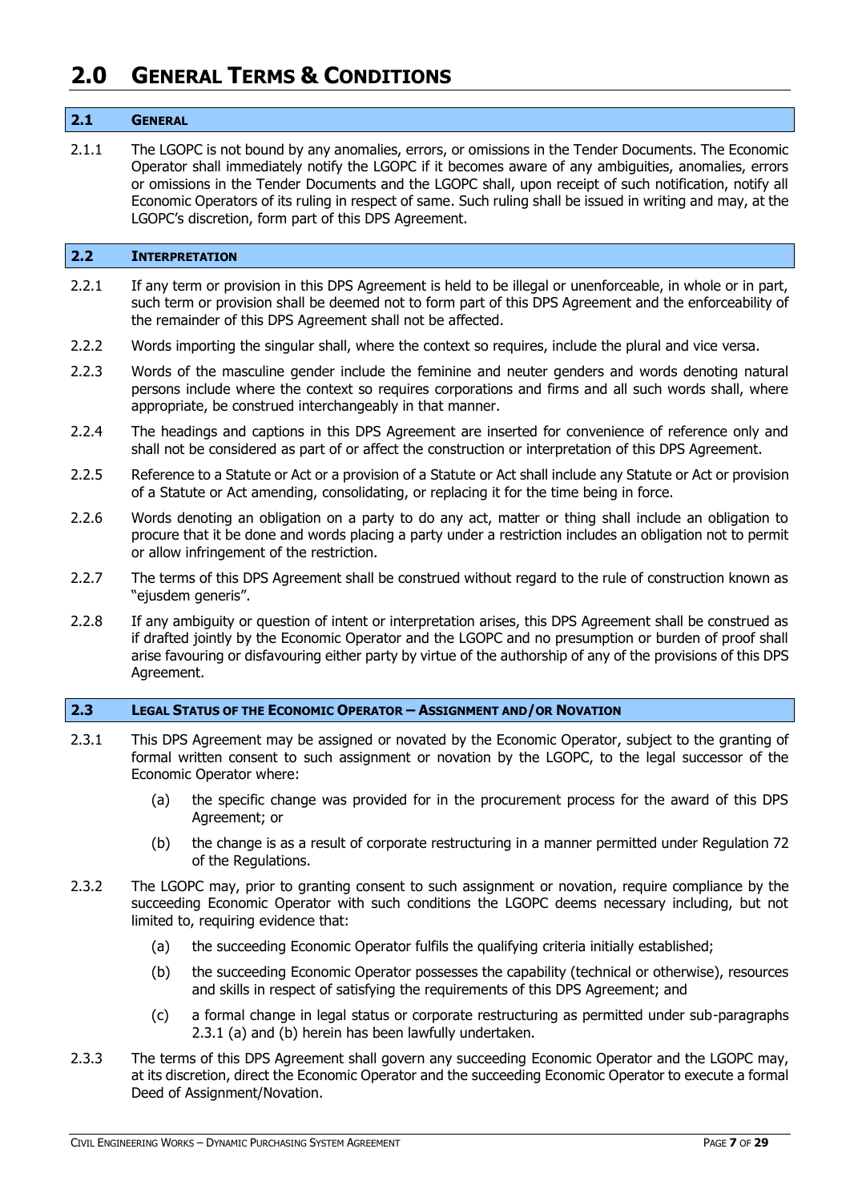# 2.0 General Terms & Conditions

## 2.1 General

2.1.1 The LGOPC is not bound by any anomalies, errors, or omissions in the Tender Documents. The Economic Operator shall immediately notify the LGOPC if it becomes aware of any ambiguities, anomalies, errors or omissions in the Tender Documents and the LGOPC shall, upon receipt of such notification, notify all Economic Operators of its ruling in respect of same. Such ruling shall be issued in writing and may, at the LGOPC's discretion, form part of this DPS Agreement.

## 2.2 Interpretation

2.2.1 If any term or provision in this DPS Agreement is held to be illegal or unenforceable, in whole or in part, such term or provision shall be deemed not to form part of this DPS Agreement and the enforceability of the remainder of this DPS Agreement shall not be affected.

2.2.2 Words importing the singular shall, where the context so requires, include the plural and vice versa.

2.2.3 Words of the masculine gender include the feminine and neuter genders and words denoting natural persons include where the context so requires corporations and firms and all such words shall, where appropriate, be construed interchangeably in that manner.

2.2.4 The headings and captions in this DPS Agreement are inserted for convenience of reference only and shall not be considered as part of or affect the construction or interpretation of this DPS Agreement.

2.2.5 Reference to a Statute or Act or a provision of a Statute or Act shall include any Statute or Act or provision of a Statute or Act amending, consolidating, or replacing it for the time being in force.

2.2.6 Words denoting an obligation on a party to do any act, matter or thing shall include an obligation to procure that it be done and words placing a party under a restriction includes an obligation not to permit or allow infringement of the restriction.

2.2.7 The terms of this DPS Agreement shall be construed without regard to the rule of construction known as "ejusdem generis".

2.2.8 If any ambiguity or question of intent or interpretation arises, this DPS Agreement shall be construed as if drafted jointly by the Economic Operator and the LGOPC and no presumption or burden of proof shall arise favouring or disfavouring either party by virtue of the authorship of any of the provisions of this DPS Agreement.

## 2.3 Legal Status of the Economic Operator – Assignment and/or Novation

2.3.1 This DPS Agreement may be assigned or novated by the Economic Operator, subject to the granting of formal written consent to such assignment or novation by the LGOPC, to the legal successor of the Economic Operator where:

(a) the specific change was provided for in the procurement process for the award of this DPS Agreement; or

(b) the change is as a result of corporate restructuring in a manner permitted under Regulation 72 of the Regulations.

2.3.2 The LGOPC may, prior to granting consent to such assignment or novation, require compliance by the succeeding Economic Operator with such conditions the LGOPC deems necessary including, but not limited to, requiring evidence that:

(a) the succeeding Economic Operator fulfils the qualifying criteria initially established;

(b) the succeeding Economic Operator possesses the capability (technical or otherwise), resources and skills in respect of satisfying the requirements of this DPS Agreement; and

(c) a formal change in legal status or corporate restructuring as permitted under sub-paragraphs 2.3.1 (a) and (b) herein has been lawfully undertaken.

2.3.3 The terms of this DPS Agreement shall govern any succeeding Economic Operator and the LGOPC may, at its discretion, direct the Economic Operator and the succeeding Economic Operator to execute a formal Deed of Assignment/Novation.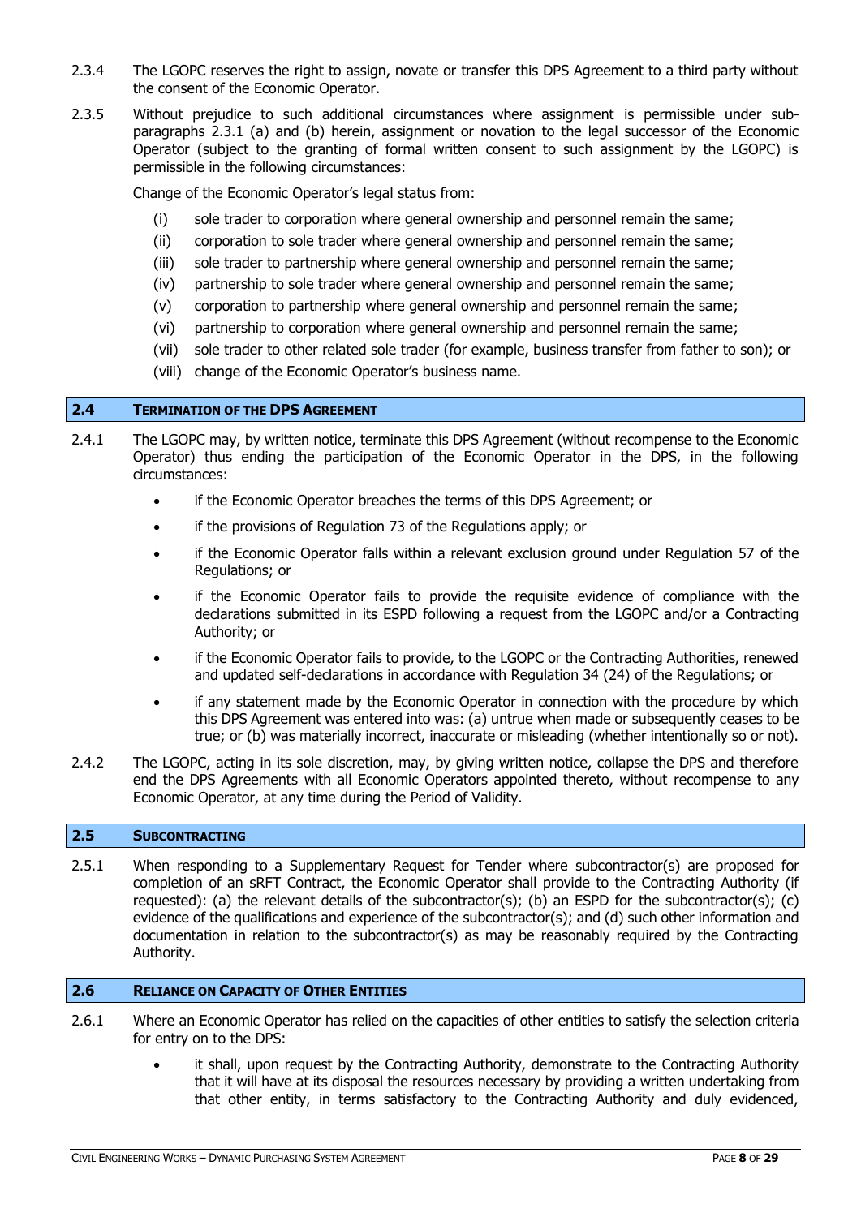2.3.4 The LGOPC reserves the right to assign, novate or transfer this DPS Agreement to a third party without the consent of the Economic Operator.

2.3.5 Without prejudice to such additional circumstances where assignment is permissible under sub-paragraphs 2.3.1 (a) and (b) herein, assignment or novation to the legal successor of the Economic Operator (subject to the granting of formal written consent to such assignment by the LGOPC) is permissible in the following circumstances:

Change of the Economic Operator's legal status from:

(i) sole trader to corporation where general ownership and personnel remain the same;

(ii) corporation to sole trader where general ownership and personnel remain the same;

(iii) sole trader to partnership where general ownership and personnel remain the same;

(iv) partnership to sole trader where general ownership and personnel remain the same;

(v) corporation to partnership where general ownership and personnel remain the same;

(vi) partnership to corporation where general ownership and personnel remain the same;

(vii) sole trader to other related sole trader (for example, business transfer from father to son); or

(viii) change of the Economic Operator's business name.

## 2.4 TERMINATION OF THE DPS AGREEMENT

2.4.1 The LGOPC may, by written notice, terminate this DPS Agreement (without recompense to the Economic Operator) thus ending the participation of the Economic Operator in the DPS, in the following circumstances:

- if the Economic Operator breaches the terms of this DPS Agreement; or
- if the provisions of Regulation 73 of the Regulations apply; or
- if the Economic Operator falls within a relevant exclusion ground under Regulation 57 of the Regulations; or
- if the Economic Operator fails to provide the requisite evidence of compliance with the declarations submitted in its ESPD following a request from the LGOPC and/or a Contracting Authority; or
- if the Economic Operator fails to provide, to the LGOPC or the Contracting Authorities, renewed and updated self-declarations in accordance with Regulation 34 (24) of the Regulations; or
- if any statement made by the Economic Operator in connection with the procedure by which this DPS Agreement was entered into was: (a) untrue when made or subsequently ceases to be true; or (b) was materially incorrect, inaccurate or misleading (whether intentionally so or not).

2.4.2 The LGOPC, acting in its sole discretion, may, by giving written notice, collapse the DPS and therefore end the DPS Agreements with all Economic Operators appointed thereto, without recompense to any Economic Operator, at any time during the Period of Validity.

## 2.5 SUBCONTRACTING

2.5.1 When responding to a Supplementary Request for Tender where subcontractor(s) are proposed for completion of an sRFT Contract, the Economic Operator shall provide to the Contracting Authority (if requested): (a) the relevant details of the subcontractor(s); (b) an ESPD for the subcontractor(s); (c) evidence of the qualifications and experience of the subcontractor(s); and (d) such other information and documentation in relation to the subcontractor(s) as may be reasonably required by the Contracting Authority.

## 2.6 RELIANCE ON CAPACITY OF OTHER ENTITIES

2.6.1 Where an Economic Operator has relied on the capacities of other entities to satisfy the selection criteria for entry on to the DPS:

- it shall, upon request by the Contracting Authority, demonstrate to the Contracting Authority that it will have at its disposal the resources necessary by providing a written undertaking from that other entity, in terms satisfactory to the Contracting Authority and duly evidenced,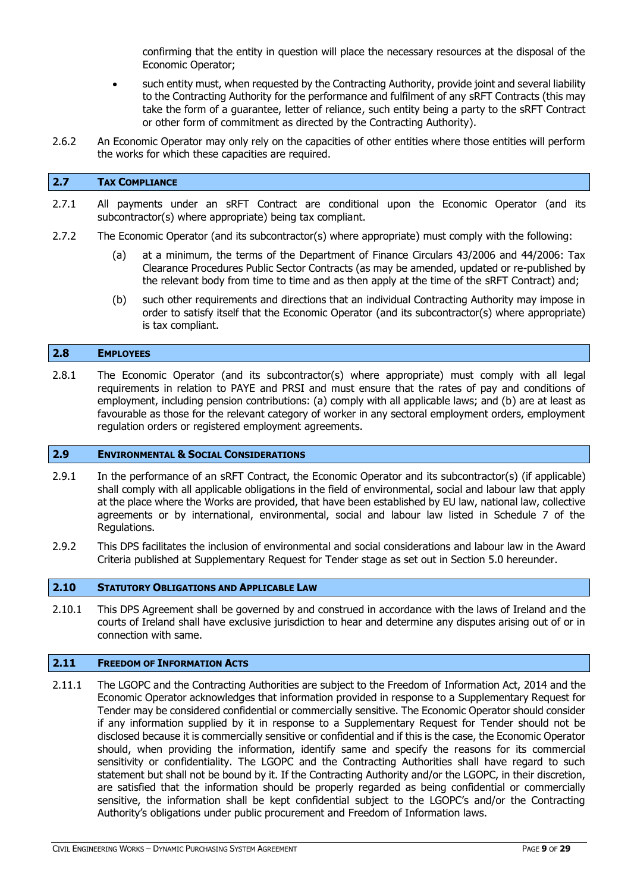confirming that the entity in question will place the necessary resources at the disposal of the Economic Operator;

- such entity must, when requested by the Contracting Authority, provide joint and several liability to the Contracting Authority for the performance and fulfilment of any sRFT Contracts (this may take the form of a guarantee, letter of reliance, such entity being a party to the sRFT Contract or other form of commitment as directed by the Contracting Authority).

2.6.2 An Economic Operator may only rely on the capacities of other entities where those entities will perform the works for which these capacities are required.

## 2.7 TAX COMPLIANCE

2.7.1 All payments under an sRFT Contract are conditional upon the Economic Operator (and its subcontractor(s) where appropriate) being tax compliant.

2.7.2 The Economic Operator (and its subcontractor(s) where appropriate) must comply with the following:

(a) at a minimum, the terms of the Department of Finance Circulars 43/2006 and 44/2006: Tax Clearance Procedures Public Sector Contracts (as may be amended, updated or re-published by the relevant body from time to time and as then apply at the time of the sRFT Contract) and;

(b) such other requirements and directions that an individual Contracting Authority may impose in order to satisfy itself that the Economic Operator (and its subcontractor(s) where appropriate) is tax compliant.

## 2.8 EMPLOYEES

2.8.1 The Economic Operator (and its subcontractor(s) where appropriate) must comply with all legal requirements in relation to PAYE and PRSI and must ensure that the rates of pay and conditions of employment, including pension contributions: (a) comply with all applicable laws; and (b) are at least as favourable as those for the relevant category of worker in any sectoral employment orders, employment regulation orders or registered employment agreements.

## 2.9 ENVIRONMENTAL & SOCIAL CONSIDERATIONS

2.9.1 In the performance of an sRFT Contract, the Economic Operator and its subcontractor(s) (if applicable) shall comply with all applicable obligations in the field of environmental, social and labour law that apply at the place where the Works are provided, that have been established by EU law, national law, collective agreements or by international, environmental, social and labour law listed in Schedule 7 of the Regulations.

2.9.2 This DPS facilitates the inclusion of environmental and social considerations and labour law in the Award Criteria published at Supplementary Request for Tender stage as set out in Section 5.0 hereunder.

## 2.10 STATUTORY OBLIGATIONS AND APPLICABLE LAW

2.10.1 This DPS Agreement shall be governed by and construed in accordance with the laws of Ireland and the courts of Ireland shall have exclusive jurisdiction to hear and determine any disputes arising out of or in connection with same.

## 2.11 FREEDOM OF INFORMATION ACTS

2.11.1 The LGOPC and the Contracting Authorities are subject to the Freedom of Information Act, 2014 and the Economic Operator acknowledges that information provided in response to a Supplementary Request for Tender may be considered confidential or commercially sensitive. The Economic Operator should consider if any information supplied by it in response to a Supplementary Request for Tender should not be disclosed because it is commercially sensitive or confidential and if this is the case, the Economic Operator should, when providing the information, identify same and specify the reasons for its commercial sensitivity or confidentiality. The LGOPC and the Contracting Authorities shall have regard to such statement but shall not be bound by it. If the Contracting Authority and/or the LGOPC, in their discretion, are satisfied that the information should be properly regarded as being confidential or commercially sensitive, the information shall be kept confidential subject to the LGOPC's and/or the Contracting Authority's obligations under public procurement and Freedom of Information laws.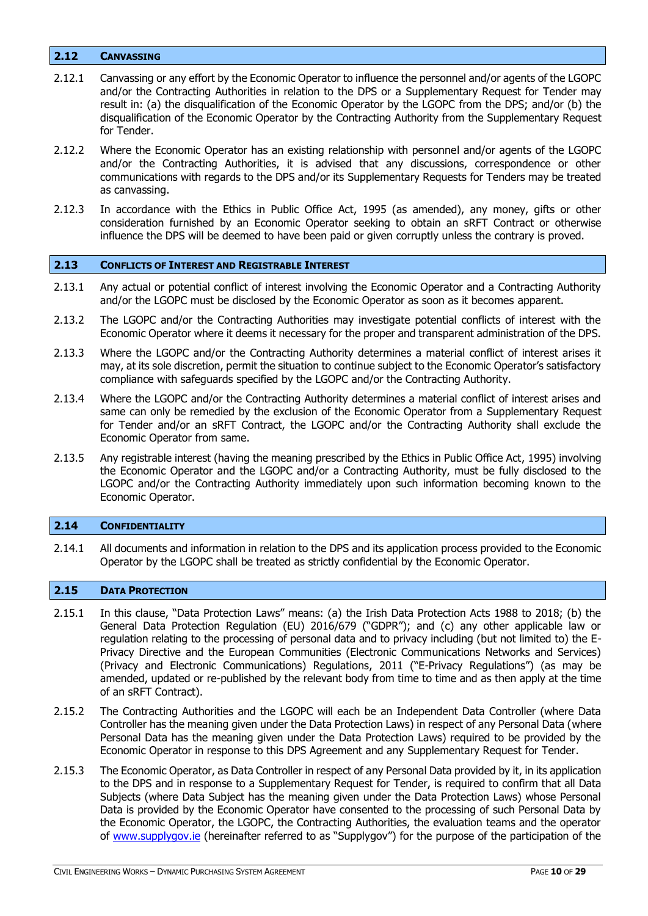## 2.12 CANVASSING

2.12.1 Canvassing or any effort by the Economic Operator to influence the personnel and/or agents of the LGOPC and/or the Contracting Authorities in relation to the DPS or a Supplementary Request for Tender may result in: (a) the disqualification of the Economic Operator by the LGOPC from the DPS; and/or (b) the disqualification of the Economic Operator by the Contracting Authority from the Supplementary Request for Tender.

2.12.2 Where the Economic Operator has an existing relationship with personnel and/or agents of the LGOPC and/or the Contracting Authorities, it is advised that any discussions, correspondence or other communications with regards to the DPS and/or its Supplementary Requests for Tenders may be treated as canvassing.

2.12.3 In accordance with the Ethics in Public Office Act, 1995 (as amended), any money, gifts or other consideration furnished by an Economic Operator seeking to obtain an sRFT Contract or otherwise influence the DPS will be deemed to have been paid or given corruptly unless the contrary is proved.

## 2.13 CONFLICTS OF INTEREST AND REGISTRABLE INTEREST

2.13.1 Any actual or potential conflict of interest involving the Economic Operator and a Contracting Authority and/or the LGOPC must be disclosed by the Economic Operator as soon as it becomes apparent.

2.13.2 The LGOPC and/or the Contracting Authorities may investigate potential conflicts of interest with the Economic Operator where it deems it necessary for the proper and transparent administration of the DPS.

2.13.3 Where the LGOPC and/or the Contracting Authority determines a material conflict of interest arises it may, at its sole discretion, permit the situation to continue subject to the Economic Operator's satisfactory compliance with safeguards specified by the LGOPC and/or the Contracting Authority.

2.13.4 Where the LGOPC and/or the Contracting Authority determines a material conflict of interest arises and same can only be remedied by the exclusion of the Economic Operator from a Supplementary Request for Tender and/or an sRFT Contract, the LGOPC and/or the Contracting Authority shall exclude the Economic Operator from same.

2.13.5 Any registrable interest (having the meaning prescribed by the Ethics in Public Office Act, 1995) involving the Economic Operator and the LGOPC and/or a Contracting Authority, must be fully disclosed to the LGOPC and/or the Contracting Authority immediately upon such information becoming known to the Economic Operator.

## 2.14 CONFIDENTIALITY

2.14.1 All documents and information in relation to the DPS and its application process provided to the Economic Operator by the LGOPC shall be treated as strictly confidential by the Economic Operator.

## 2.15 DATA PROTECTION

2.15.1 In this clause, "Data Protection Laws" means: (a) the Irish Data Protection Acts 1988 to 2018; (b) the General Data Protection Regulation (EU) 2016/679 ("GDPR"); and (c) any other applicable law or regulation relating to the processing of personal data and to privacy including (but not limited to) the E-Privacy Directive and the European Communities (Electronic Communications Networks and Services) (Privacy and Electronic Communications) Regulations, 2011 ("E-Privacy Regulations") (as may be amended, updated or re-published by the relevant body from time to time and as then apply at the time of an sRFT Contract).

2.15.2 The Contracting Authorities and the LGOPC will each be an Independent Data Controller (where Data Controller has the meaning given under the Data Protection Laws) in respect of any Personal Data (where Personal Data has the meaning given under the Data Protection Laws) required to be provided by the Economic Operator in response to this DPS Agreement and any Supplementary Request for Tender.

2.15.3 The Economic Operator, as Data Controller in respect of any Personal Data provided by it, in its application to the DPS and in response to a Supplementary Request for Tender, is required to confirm that all Data Subjects (where Data Subject has the meaning given under the Data Protection Laws) whose Personal Data is provided by the Economic Operator have consented to the processing of such Personal Data by the Economic Operator, the LGOPC, the Contracting Authorities, the evaluation teams and the operator of www.supplygov.ie (hereinafter referred to as "Supplygov") for the purpose of the participation of the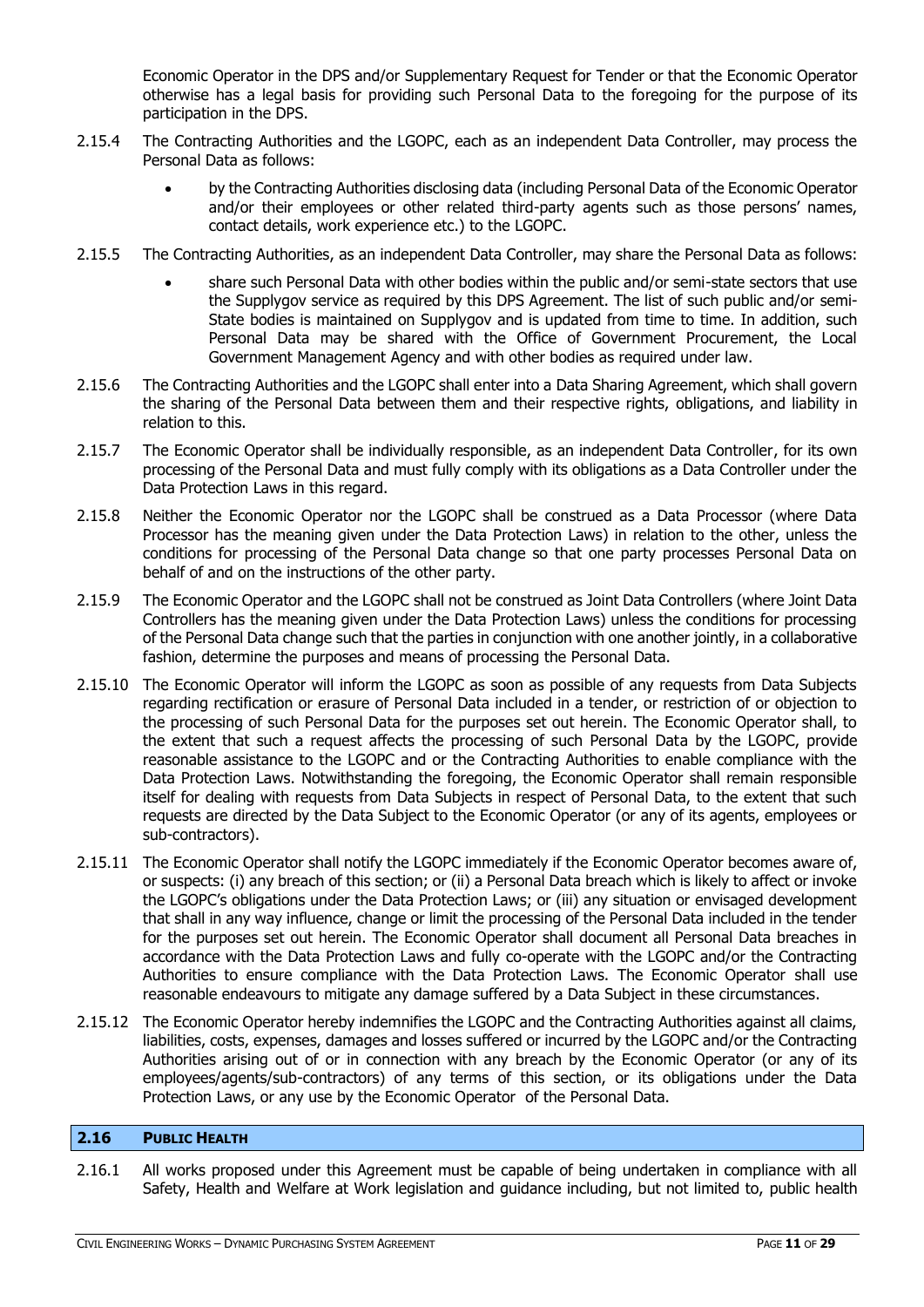Economic Operator in the DPS and/or Supplementary Request for Tender or that the Economic Operator otherwise has a legal basis for providing such Personal Data to the foregoing for the purpose of its participation in the DPS.

2.15.4 The Contracting Authorities and the LGOPC, each as an independent Data Controller, may process the Personal Data as follows:

- by the Contracting Authorities disclosing data (including Personal Data of the Economic Operator and/or their employees or other related third-party agents such as those persons' names, contact details, work experience etc.) to the LGOPC.

2.15.5 The Contracting Authorities, as an independent Data Controller, may share the Personal Data as follows:

- share such Personal Data with other bodies within the public and/or semi-state sectors that use the Supplygov service as required by this DPS Agreement. The list of such public and/or semi-State bodies is maintained on Supplygov and is updated from time to time. In addition, such Personal Data may be shared with the Office of Government Procurement, the Local Government Management Agency and with other bodies as required under law.

2.15.6 The Contracting Authorities and the LGOPC shall enter into a Data Sharing Agreement, which shall govern the sharing of the Personal Data between them and their respective rights, obligations, and liability in relation to this.

2.15.7 The Economic Operator shall be individually responsible, as an independent Data Controller, for its own processing of the Personal Data and must fully comply with its obligations as a Data Controller under the Data Protection Laws in this regard.

2.15.8 Neither the Economic Operator nor the LGOPC shall be construed as a Data Processor (where Data Processor has the meaning given under the Data Protection Laws) in relation to the other, unless the conditions for processing of the Personal Data change so that one party processes Personal Data on behalf of and on the instructions of the other party.

2.15.9 The Economic Operator and the LGOPC shall not be construed as Joint Data Controllers (where Joint Data Controllers has the meaning given under the Data Protection Laws) unless the conditions for processing of the Personal Data change such that the parties in conjunction with one another jointly, in a collaborative fashion, determine the purposes and means of processing the Personal Data.

2.15.10 The Economic Operator will inform the LGOPC as soon as possible of any requests from Data Subjects regarding rectification or erasure of Personal Data included in a tender, or restriction of or objection to the processing of such Personal Data for the purposes set out herein. The Economic Operator shall, to the extent that such a request affects the processing of such Personal Data by the LGOPC, provide reasonable assistance to the LGOPC and or the Contracting Authorities to enable compliance with the Data Protection Laws. Notwithstanding the foregoing, the Economic Operator shall remain responsible itself for dealing with requests from Data Subjects in respect of Personal Data, to the extent that such requests are directed by the Data Subject to the Economic Operator (or any of its agents, employees or sub-contractors).

2.15.11 The Economic Operator shall notify the LGOPC immediately if the Economic Operator becomes aware of, or suspects: (i) any breach of this section; or (ii) a Personal Data breach which is likely to affect or invoke the LGOPC's obligations under the Data Protection Laws; or (iii) any situation or envisaged development that shall in any way influence, change or limit the processing of the Personal Data included in the tender for the purposes set out herein. The Economic Operator shall document all Personal Data breaches in accordance with the Data Protection Laws and fully co-operate with the LGOPC and/or the Contracting Authorities to ensure compliance with the Data Protection Laws. The Economic Operator shall use reasonable endeavours to mitigate any damage suffered by a Data Subject in these circumstances.

2.15.12 The Economic Operator hereby indemnifies the LGOPC and the Contracting Authorities against all claims, liabilities, costs, expenses, damages and losses suffered or incurred by the LGOPC and/or the Contracting Authorities arising out of or in connection with any breach by the Economic Operator (or any of its employees/agents/sub-contractors) of any terms of this section, or its obligations under the Data Protection Laws, or any use by the Economic Operator of the Personal Data.

## 2.16 PUBLIC HEALTH

2.16.1 All works proposed under this Agreement must be capable of being undertaken in compliance with all Safety, Health and Welfare at Work legislation and guidance including, but not limited to, public health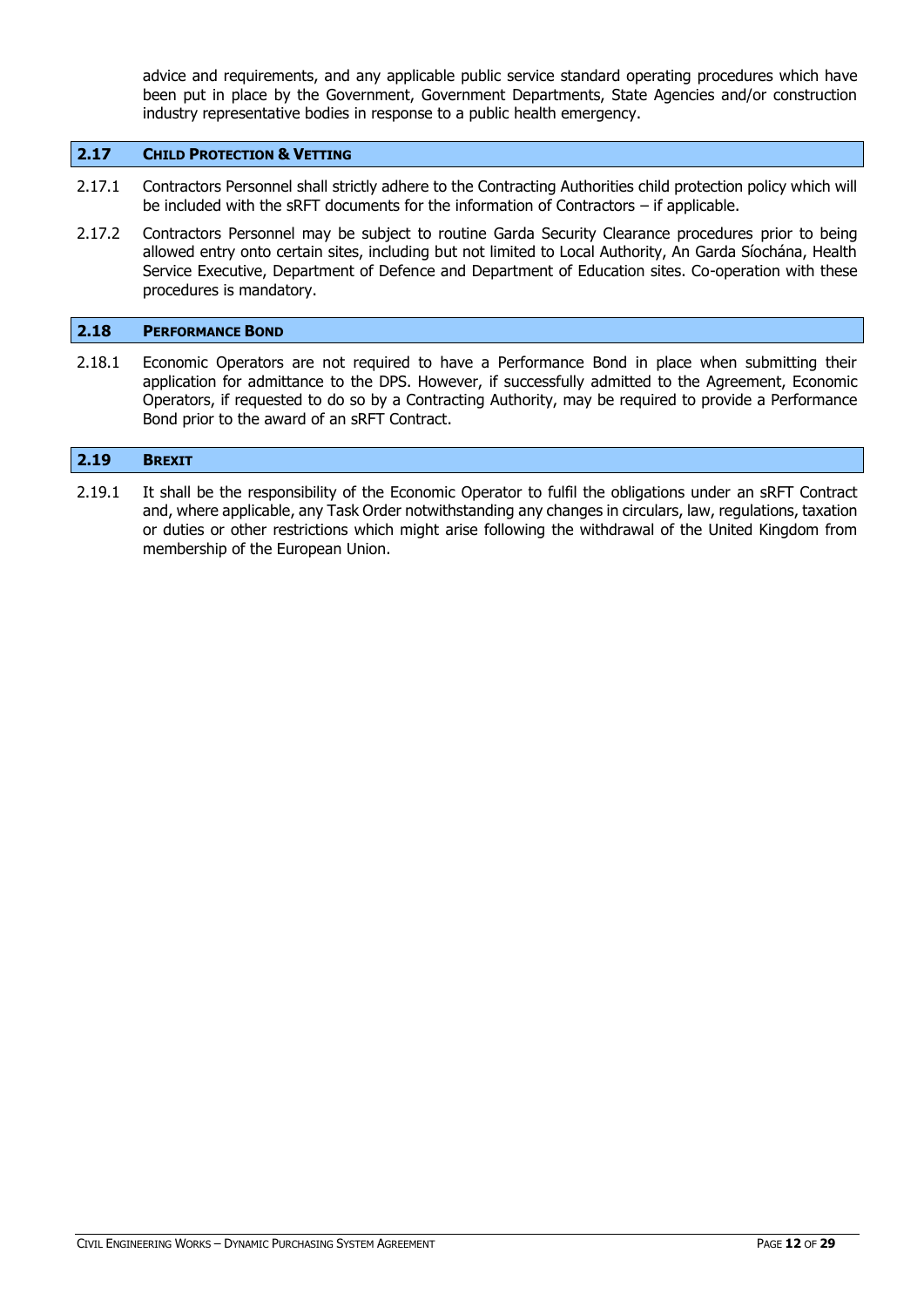advice and requirements, and any applicable public service standard operating procedures which have been put in place by the Government, Government Departments, State Agencies and/or construction industry representative bodies in response to a public health emergency.

## 2.17 CHILD PROTECTION & VETTING

2.17.1 Contractors Personnel shall strictly adhere to the Contracting Authorities child protection policy which will be included with the sRFT documents for the information of Contractors – if applicable.

2.17.2 Contractors Personnel may be subject to routine Garda Security Clearance procedures prior to being allowed entry onto certain sites, including but not limited to Local Authority, An Garda Síochána, Health Service Executive, Department of Defence and Department of Education sites. Co-operation with these procedures is mandatory.

## 2.18 PERFORMANCE BOND

2.18.1 Economic Operators are not required to have a Performance Bond in place when submitting their application for admittance to the DPS. However, if successfully admitted to the Agreement, Economic Operators, if requested to do so by a Contracting Authority, may be required to provide a Performance Bond prior to the award of an sRFT Contract.

## 2.19 BREXIT

2.19.1 It shall be the responsibility of the Economic Operator to fulfil the obligations under an sRFT Contract and, where applicable, any Task Order notwithstanding any changes in circulars, law, regulations, taxation or duties or other restrictions which might arise following the withdrawal of the United Kingdom from membership of the European Union.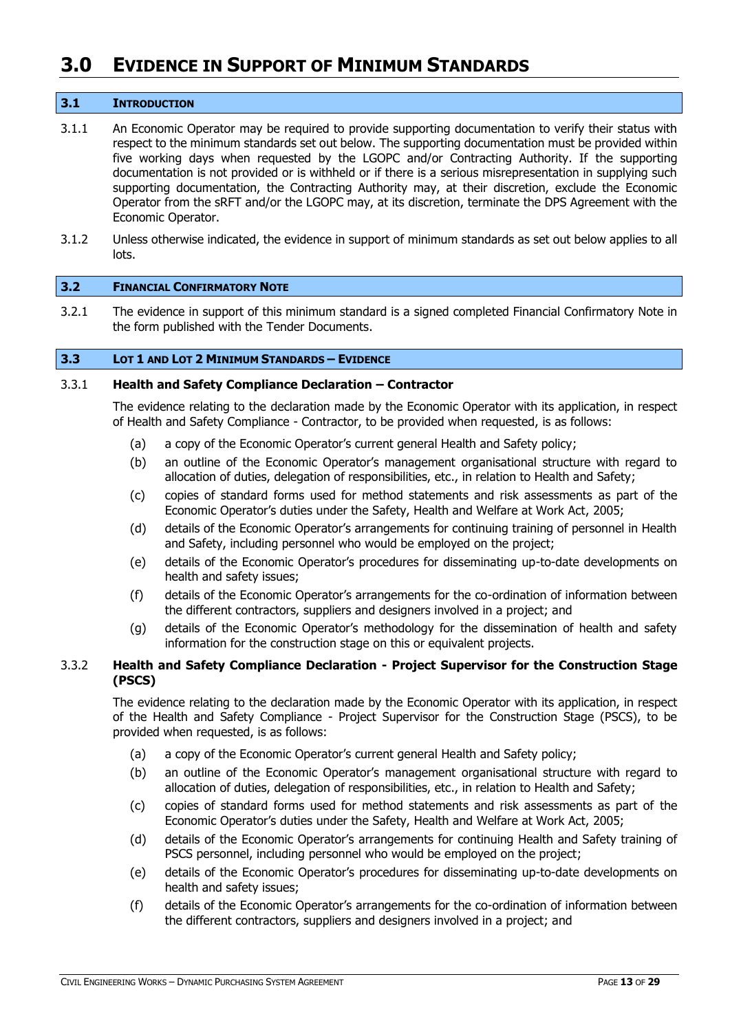# 3.0 Evidence in Support of Minimum Standards

## 3.1 Introduction

3.1.1 An Economic Operator may be required to provide supporting documentation to verify their status with respect to the minimum standards set out below. The supporting documentation must be provided within five working days when requested by the LGOPC and/or Contracting Authority. If the supporting documentation is not provided or is withheld or if there is a serious misrepresentation in supplying such supporting documentation, the Contracting Authority may, at their discretion, exclude the Economic Operator from the sRFT and/or the LGOPC may, at its discretion, terminate the DPS Agreement with the Economic Operator.

3.1.2 Unless otherwise indicated, the evidence in support of minimum standards as set out below applies to all lots.

## 3.2 Financial Confirmatory Note

3.2.1 The evidence in support of this minimum standard is a signed completed Financial Confirmatory Note in the form published with the Tender Documents.

## 3.3 Lot 1 and Lot 2 Minimum Standards – Evidence

### 3.3.1 Health and Safety Compliance Declaration – Contractor

The evidence relating to the declaration made by the Economic Operator with its application, in respect of Health and Safety Compliance - Contractor, to be provided when requested, is as follows:

(a) a copy of the Economic Operator's current general Health and Safety policy;

(b) an outline of the Economic Operator's management organisational structure with regard to allocation of duties, delegation of responsibilities, etc., in relation to Health and Safety;

(c) copies of standard forms used for method statements and risk assessments as part of the Economic Operator's duties under the Safety, Health and Welfare at Work Act, 2005;

(d) details of the Economic Operator's arrangements for continuing training of personnel in Health and Safety, including personnel who would be employed on the project;

(e) details of the Economic Operator's procedures for disseminating up-to-date developments on health and safety issues;

(f) details of the Economic Operator's arrangements for the co-ordination of information between the different contractors, suppliers and designers involved in a project; and

(g) details of the Economic Operator's methodology for the dissemination of health and safety information for the construction stage on this or equivalent projects.

### 3.3.2 Health and Safety Compliance Declaration - Project Supervisor for the Construction Stage (PSCS)

The evidence relating to the declaration made by the Economic Operator with its application, in respect of the Health and Safety Compliance - Project Supervisor for the Construction Stage (PSCS), to be provided when requested, is as follows:

(a) a copy of the Economic Operator's current general Health and Safety policy;

(b) an outline of the Economic Operator's management organisational structure with regard to allocation of duties, delegation of responsibilities, etc., in relation to Health and Safety;

(c) copies of standard forms used for method statements and risk assessments as part of the Economic Operator's duties under the Safety, Health and Welfare at Work Act, 2005;

(d) details of the Economic Operator's arrangements for continuing Health and Safety training of PSCS personnel, including personnel who would be employed on the project;

(e) details of the Economic Operator's procedures for disseminating up-to-date developments on health and safety issues;

(f) details of the Economic Operator's arrangements for the co-ordination of information between the different contractors, suppliers and designers involved in a project; and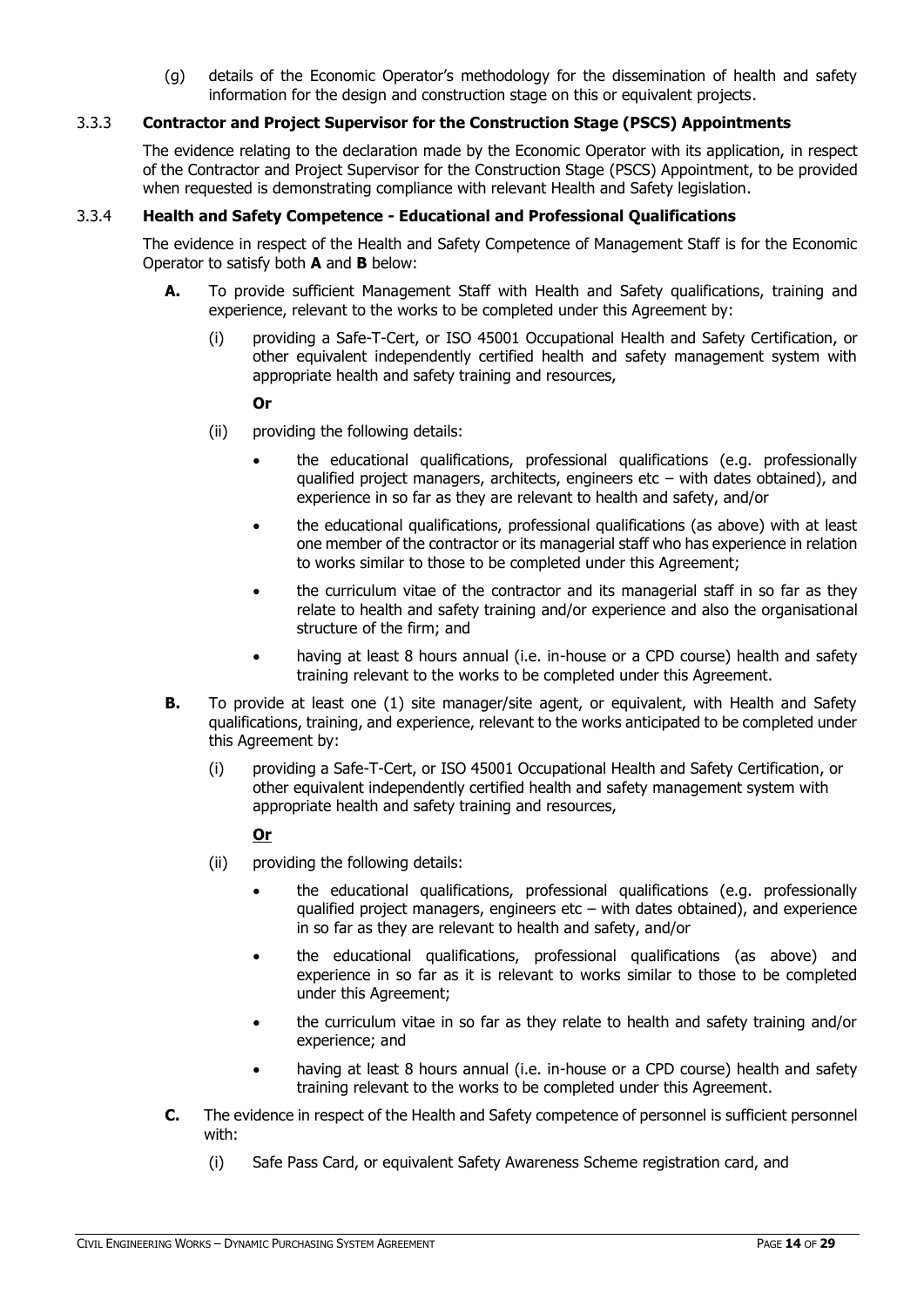(g) details of the Economic Operator's methodology for the dissemination of health and safety information for the design and construction stage on this or equivalent projects.

### 3.3.3 Contractor and Project Supervisor for the Construction Stage (PSCS) Appointments

The evidence relating to the declaration made by the Economic Operator with its application, in respect of the Contractor and Project Supervisor for the Construction Stage (PSCS) Appointment, to be provided when requested is demonstrating compliance with relevant Health and Safety legislation.

### 3.3.4 Health and Safety Competence - Educational and Professional Qualifications

The evidence in respect of the Health and Safety Competence of Management Staff is for the Economic Operator to satisfy both **A** and **B** below:

**A.** To provide sufficient Management Staff with Health and Safety qualifications, training and experience, relevant to the works to be completed under this Agreement by:

(i) providing a Safe-T-Cert, or ISO 45001 Occupational Health and Safety Certification, or other equivalent independently certified health and safety management system with appropriate health and safety training and resources,

**Or**

(ii) providing the following details:

- the educational qualifications, professional qualifications (e.g. professionally qualified project managers, architects, engineers etc – with dates obtained), and experience in so far as they are relevant to health and safety, and/or
- the educational qualifications, professional qualifications (as above) with at least one member of the contractor or its managerial staff who has experience in relation to works similar to those to be completed under this Agreement;
- the curriculum vitae of the contractor and its managerial staff in so far as they relate to health and safety training and/or experience and also the organisational structure of the firm; and
- having at least 8 hours annual (i.e. in-house or a CPD course) health and safety training relevant to the works to be completed under this Agreement.

**B.** To provide at least one (1) site manager/site agent, or equivalent, with Health and Safety qualifications, training, and experience, relevant to the works anticipated to be completed under this Agreement by:

(i) providing a Safe-T-Cert, or ISO 45001 Occupational Health and Safety Certification, or other equivalent independently certified health and safety management system with appropriate health and safety training and resources,

**Or**

(ii) providing the following details:

- the educational qualifications, professional qualifications (e.g. professionally qualified project managers, engineers etc – with dates obtained), and experience in so far as they are relevant to health and safety, and/or
- the educational qualifications, professional qualifications (as above) and experience in so far as it is relevant to works similar to those to be completed under this Agreement;
- the curriculum vitae in so far as they relate to health and safety training and/or experience; and
- having at least 8 hours annual (i.e. in-house or a CPD course) health and safety training relevant to the works to be completed under this Agreement.

**C.** The evidence in respect of the Health and Safety competence of personnel is sufficient personnel with:

(i) Safe Pass Card, or equivalent Safety Awareness Scheme registration card, and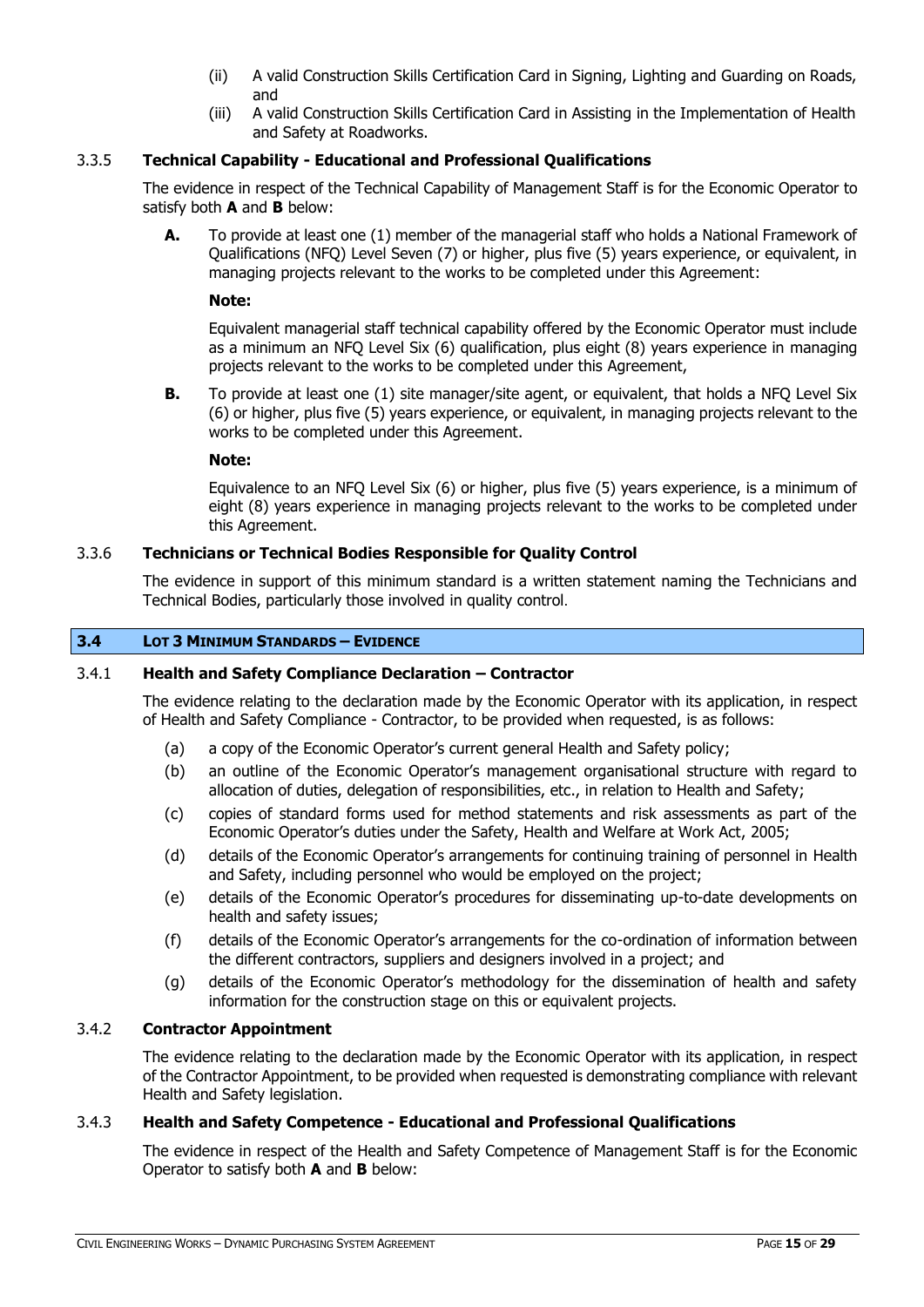(ii) A valid Construction Skills Certification Card in Signing, Lighting and Guarding on Roads, and

(iii) A valid Construction Skills Certification Card in Assisting in the Implementation of Health and Safety at Roadworks.

### 3.3.5 Technical Capability - Educational and Professional Qualifications

The evidence in respect of the Technical Capability of Management Staff is for the Economic Operator to satisfy both **A** and **B** below:

**A.** To provide at least one (1) member of the managerial staff who holds a National Framework of Qualifications (NFQ) Level Seven (7) or higher, plus five (5) years experience, or equivalent, in managing projects relevant to the works to be completed under this Agreement:

**Note:**

Equivalent managerial staff technical capability offered by the Economic Operator must include as a minimum an NFQ Level Six (6) qualification, plus eight (8) years experience in managing projects relevant to the works to be completed under this Agreement,

**B.** To provide at least one (1) site manager/site agent, or equivalent, that holds a NFQ Level Six (6) or higher, plus five (5) years experience, or equivalent, in managing projects relevant to the works to be completed under this Agreement.

**Note:**

Equivalence to an NFQ Level Six (6) or higher, plus five (5) years experience, is a minimum of eight (8) years experience in managing projects relevant to the works to be completed under this Agreement.

### 3.3.6 Technicians or Technical Bodies Responsible for Quality Control

The evidence in support of this minimum standard is a written statement naming the Technicians and Technical Bodies, particularly those involved in quality control.

## 3.4 LOT 3 MINIMUM STANDARDS – EVIDENCE

### 3.4.1 Health and Safety Compliance Declaration – Contractor

The evidence relating to the declaration made by the Economic Operator with its application, in respect of Health and Safety Compliance - Contractor, to be provided when requested, is as follows:

(a) a copy of the Economic Operator's current general Health and Safety policy;

(b) an outline of the Economic Operator's management organisational structure with regard to allocation of duties, delegation of responsibilities, etc., in relation to Health and Safety;

(c) copies of standard forms used for method statements and risk assessments as part of the Economic Operator's duties under the Safety, Health and Welfare at Work Act, 2005;

(d) details of the Economic Operator's arrangements for continuing training of personnel in Health and Safety, including personnel who would be employed on the project;

(e) details of the Economic Operator's procedures for disseminating up-to-date developments on health and safety issues;

(f) details of the Economic Operator's arrangements for the co-ordination of information between the different contractors, suppliers and designers involved in a project; and

(g) details of the Economic Operator's methodology for the dissemination of health and safety information for the construction stage on this or equivalent projects.

### 3.4.2 Contractor Appointment

The evidence relating to the declaration made by the Economic Operator with its application, in respect of the Contractor Appointment, to be provided when requested is demonstrating compliance with relevant Health and Safety legislation.

### 3.4.3 Health and Safety Competence - Educational and Professional Qualifications

The evidence in respect of the Health and Safety Competence of Management Staff is for the Economic Operator to satisfy both **A** and **B** below: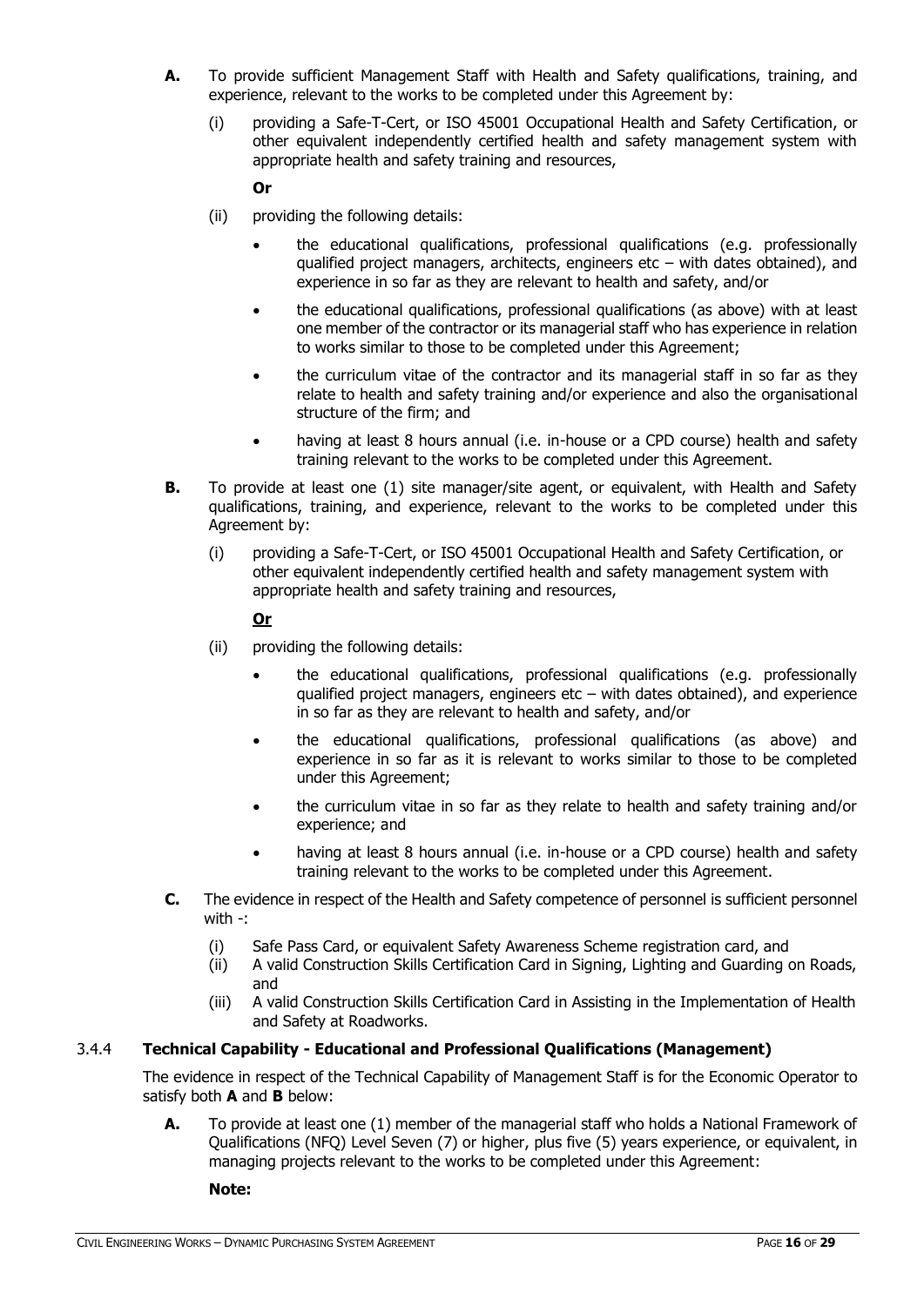**A.** To provide sufficient Management Staff with Health and Safety qualifications, training, and experience, relevant to the works to be completed under this Agreement by:

(i) providing a Safe-T-Cert, or ISO 45001 Occupational Health and Safety Certification, or other equivalent independently certified health and safety management system with appropriate health and safety training and resources,

**Or**

(ii) providing the following details:

- the educational qualifications, professional qualifications (e.g. professionally qualified project managers, architects, engineers etc – with dates obtained), and experience in so far as they are relevant to health and safety, and/or
- the educational qualifications, professional qualifications (as above) with at least one member of the contractor or its managerial staff who has experience in relation to works similar to those to be completed under this Agreement;
- the curriculum vitae of the contractor and its managerial staff in so far as they relate to health and safety training and/or experience and also the organisational structure of the firm; and
- having at least 8 hours annual (i.e. in-house or a CPD course) health and safety training relevant to the works to be completed under this Agreement.

**B.** To provide at least one (1) site manager/site agent, or equivalent, with Health and Safety qualifications, training, and experience, relevant to the works to be completed under this Agreement by:

(i) providing a Safe-T-Cert, or ISO 45001 Occupational Health and Safety Certification, or other equivalent independently certified health and safety management system with appropriate health and safety training and resources,

**<u>Or</u>**

(ii) providing the following details:

- the educational qualifications, professional qualifications (e.g. professionally qualified project managers, engineers etc – with dates obtained), and experience in so far as they are relevant to health and safety, and/or
- the educational qualifications, professional qualifications (as above) and experience in so far as it is relevant to works similar to those to be completed under this Agreement;
- the curriculum vitae in so far as they relate to health and safety training and/or experience; and
- having at least 8 hours annual (i.e. in-house or a CPD course) health and safety training relevant to the works to be completed under this Agreement.

**C.** The evidence in respect of the Health and Safety competence of personnel is sufficient personnel with -:

(i) Safe Pass Card, or equivalent Safety Awareness Scheme registration card, and
(ii) A valid Construction Skills Certification Card in Signing, Lighting and Guarding on Roads, and
(iii) A valid Construction Skills Certification Card in Assisting in the Implementation of Health and Safety at Roadworks.

### 3.4.4 Technical Capability - Educational and Professional Qualifications (Management)

The evidence in respect of the Technical Capability of Management Staff is for the Economic Operator to satisfy both **A** and **B** below:

**A.** To provide at least one (1) member of the managerial staff who holds a National Framework of Qualifications (NFQ) Level Seven (7) or higher, plus five (5) years experience, or equivalent, in managing projects relevant to the works to be completed under this Agreement:

**Note:**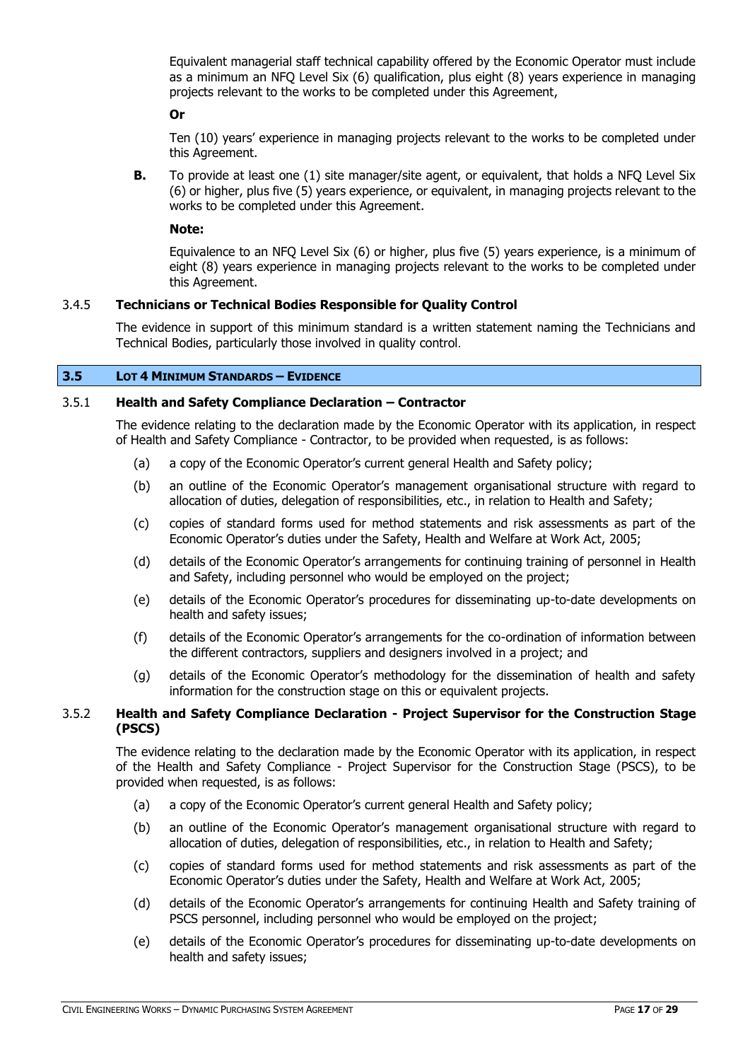Equivalent managerial staff technical capability offered by the Economic Operator must include as a minimum an NFQ Level Six (6) qualification, plus eight (8) years experience in managing projects relevant to the works to be completed under this Agreement,

**Or**

Ten (10) years' experience in managing projects relevant to the works to be completed under this Agreement.

**B.** To provide at least one (1) site manager/site agent, or equivalent, that holds a NFQ Level Six (6) or higher, plus five (5) years experience, or equivalent, in managing projects relevant to the works to be completed under this Agreement.

**Note:**

Equivalence to an NFQ Level Six (6) or higher, plus five (5) years experience, is a minimum of eight (8) years experience in managing projects relevant to the works to be completed under this Agreement.

### 3.4.5 Technicians or Technical Bodies Responsible for Quality Control

The evidence in support of this minimum standard is a written statement naming the Technicians and Technical Bodies, particularly those involved in quality control.

## 3.5 LOT 4 MINIMUM STANDARDS – EVIDENCE

### 3.5.1 Health and Safety Compliance Declaration – Contractor

The evidence relating to the declaration made by the Economic Operator with its application, in respect of Health and Safety Compliance - Contractor, to be provided when requested, is as follows:

(a) a copy of the Economic Operator's current general Health and Safety policy;

(b) an outline of the Economic Operator's management organisational structure with regard to allocation of duties, delegation of responsibilities, etc., in relation to Health and Safety;

(c) copies of standard forms used for method statements and risk assessments as part of the Economic Operator's duties under the Safety, Health and Welfare at Work Act, 2005;

(d) details of the Economic Operator's arrangements for continuing training of personnel in Health and Safety, including personnel who would be employed on the project;

(e) details of the Economic Operator's procedures for disseminating up-to-date developments on health and safety issues;

(f) details of the Economic Operator's arrangements for the co-ordination of information between the different contractors, suppliers and designers involved in a project; and

(g) details of the Economic Operator's methodology for the dissemination of health and safety information for the construction stage on this or equivalent projects.

### 3.5.2 Health and Safety Compliance Declaration - Project Supervisor for the Construction Stage (PSCS)

The evidence relating to the declaration made by the Economic Operator with its application, in respect of the Health and Safety Compliance - Project Supervisor for the Construction Stage (PSCS), to be provided when requested, is as follows:

(a) a copy of the Economic Operator's current general Health and Safety policy;

(b) an outline of the Economic Operator's management organisational structure with regard to allocation of duties, delegation of responsibilities, etc., in relation to Health and Safety;

(c) copies of standard forms used for method statements and risk assessments as part of the Economic Operator's duties under the Safety, Health and Welfare at Work Act, 2005;

(d) details of the Economic Operator's arrangements for continuing Health and Safety training of PSCS personnel, including personnel who would be employed on the project;

(e) details of the Economic Operator's procedures for disseminating up-to-date developments on health and safety issues;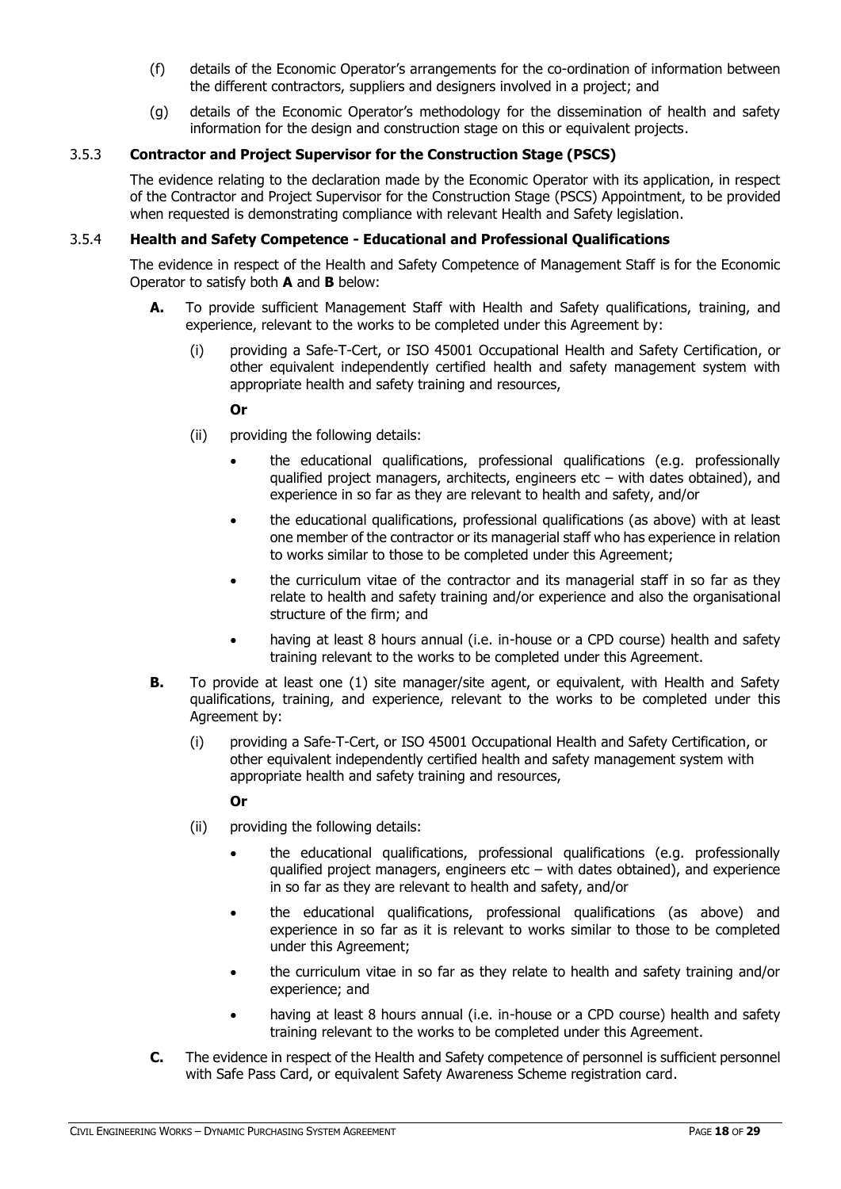(f) details of the Economic Operator's arrangements for the co-ordination of information between the different contractors, suppliers and designers involved in a project; and

(g) details of the Economic Operator's methodology for the dissemination of health and safety information for the design and construction stage on this or equivalent projects.

### 3.5.3 Contractor and Project Supervisor for the Construction Stage (PSCS)

The evidence relating to the declaration made by the Economic Operator with its application, in respect of the Contractor and Project Supervisor for the Construction Stage (PSCS) Appointment, to be provided when requested is demonstrating compliance with relevant Health and Safety legislation.

### 3.5.4 Health and Safety Competence - Educational and Professional Qualifications

The evidence in respect of the Health and Safety Competence of Management Staff is for the Economic Operator to satisfy both **A** and **B** below:

**A.** To provide sufficient Management Staff with Health and Safety qualifications, training, and experience, relevant to the works to be completed under this Agreement by:

(i) providing a Safe-T-Cert, or ISO 45001 Occupational Health and Safety Certification, or other equivalent independently certified health and safety management system with appropriate health and safety training and resources,

**Or**

(ii) providing the following details:

- the educational qualifications, professional qualifications (e.g. professionally qualified project managers, architects, engineers etc – with dates obtained), and experience in so far as they are relevant to health and safety, and/or
- the educational qualifications, professional qualifications (as above) with at least one member of the contractor or its managerial staff who has experience in relation to works similar to those to be completed under this Agreement;
- the curriculum vitae of the contractor and its managerial staff in so far as they relate to health and safety training and/or experience and also the organisational structure of the firm; and
- having at least 8 hours annual (i.e. in-house or a CPD course) health and safety training relevant to the works to be completed under this Agreement.

**B.** To provide at least one (1) site manager/site agent, or equivalent, with Health and Safety qualifications, training, and experience, relevant to the works to be completed under this Agreement by:

(i) providing a Safe-T-Cert, or ISO 45001 Occupational Health and Safety Certification, or other equivalent independently certified health and safety management system with appropriate health and safety training and resources,

**Or**

(ii) providing the following details:

- the educational qualifications, professional qualifications (e.g. professionally qualified project managers, engineers etc – with dates obtained), and experience in so far as they are relevant to health and safety, and/or
- the educational qualifications, professional qualifications (as above) and experience in so far as it is relevant to works similar to those to be completed under this Agreement;
- the curriculum vitae in so far as they relate to health and safety training and/or experience; and
- having at least 8 hours annual (i.e. in-house or a CPD course) health and safety training relevant to the works to be completed under this Agreement.

**C.** The evidence in respect of the Health and Safety competence of personnel is sufficient personnel with Safe Pass Card, or equivalent Safety Awareness Scheme registration card.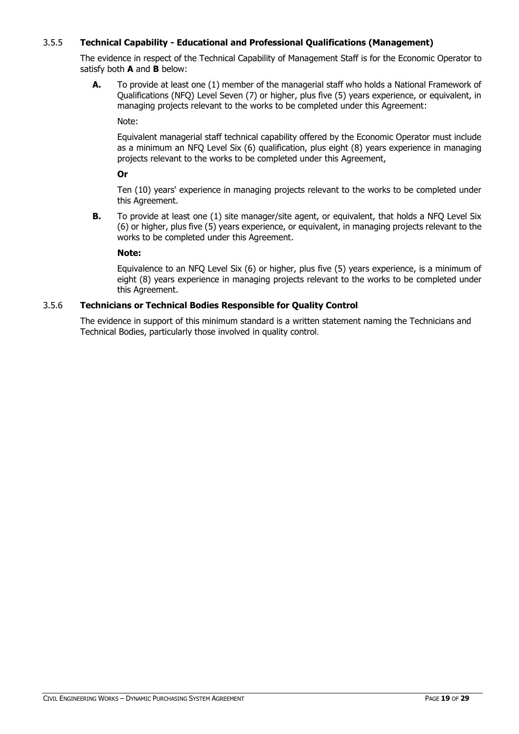### 3.5.5 **Technical Capability - Educational and Professional Qualifications (Management)**

The evidence in respect of the Technical Capability of Management Staff is for the Economic Operator to satisfy both **A** and **B** below:

**A.** To provide at least one (1) member of the managerial staff who holds a National Framework of Qualifications (NFQ) Level Seven (7) or higher, plus five (5) years experience, or equivalent, in managing projects relevant to the works to be completed under this Agreement:

Note:

Equivalent managerial staff technical capability offered by the Economic Operator must include as a minimum an NFQ Level Six (6) qualification, plus eight (8) years experience in managing projects relevant to the works to be completed under this Agreement,

**Or**

Ten (10) years' experience in managing projects relevant to the works to be completed under this Agreement.

**B.** To provide at least one (1) site manager/site agent, or equivalent, that holds a NFQ Level Six (6) or higher, plus five (5) years experience, or equivalent, in managing projects relevant to the works to be completed under this Agreement.

**Note:**

Equivalence to an NFQ Level Six (6) or higher, plus five (5) years experience, is a minimum of eight (8) years experience in managing projects relevant to the works to be completed under this Agreement.

### 3.5.6 **Technicians or Technical Bodies Responsible for Quality Control**

The evidence in support of this minimum standard is a written statement naming the Technicians and Technical Bodies, particularly those involved in quality control.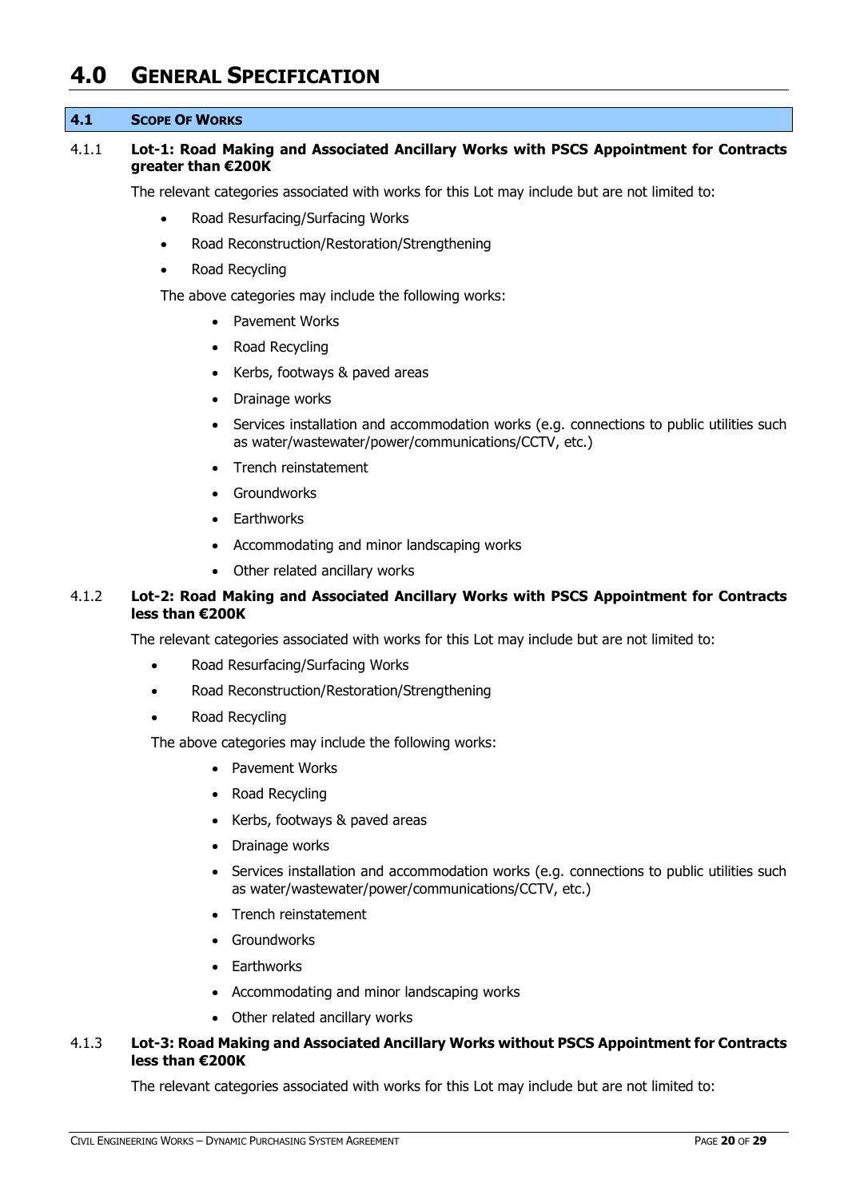# 4.0 General Specification

## 4.1 Scope Of Works

### 4.1.1 Lot-1: Road Making and Associated Ancillary Works with PSCS Appointment for Contracts greater than €200K

The relevant categories associated with works for this Lot may include but are not limited to:

- Road Resurfacing/Surfacing Works
- Road Reconstruction/Restoration/Strengthening
- Road Recycling

The above categories may include the following works:

- Pavement Works
- Road Recycling
- Kerbs, footways & paved areas
- Drainage works
- Services installation and accommodation works (e.g. connections to public utilities such as water/wastewater/power/communications/CCTV, etc.)
- Trench reinstatement
- Groundworks
- Earthworks
- Accommodating and minor landscaping works
- Other related ancillary works

### 4.1.2 Lot-2: Road Making and Associated Ancillary Works with PSCS Appointment for Contracts less than €200K

The relevant categories associated with works for this Lot may include but are not limited to:

- Road Resurfacing/Surfacing Works
- Road Reconstruction/Restoration/Strengthening
- Road Recycling

The above categories may include the following works:

- Pavement Works
- Road Recycling
- Kerbs, footways & paved areas
- Drainage works
- Services installation and accommodation works (e.g. connections to public utilities such as water/wastewater/power/communications/CCTV, etc.)
- Trench reinstatement
- Groundworks
- Earthworks
- Accommodating and minor landscaping works
- Other related ancillary works

### 4.1.3 Lot-3: Road Making and Associated Ancillary Works without PSCS Appointment for Contracts less than €200K

The relevant categories associated with works for this Lot may include but are not limited to: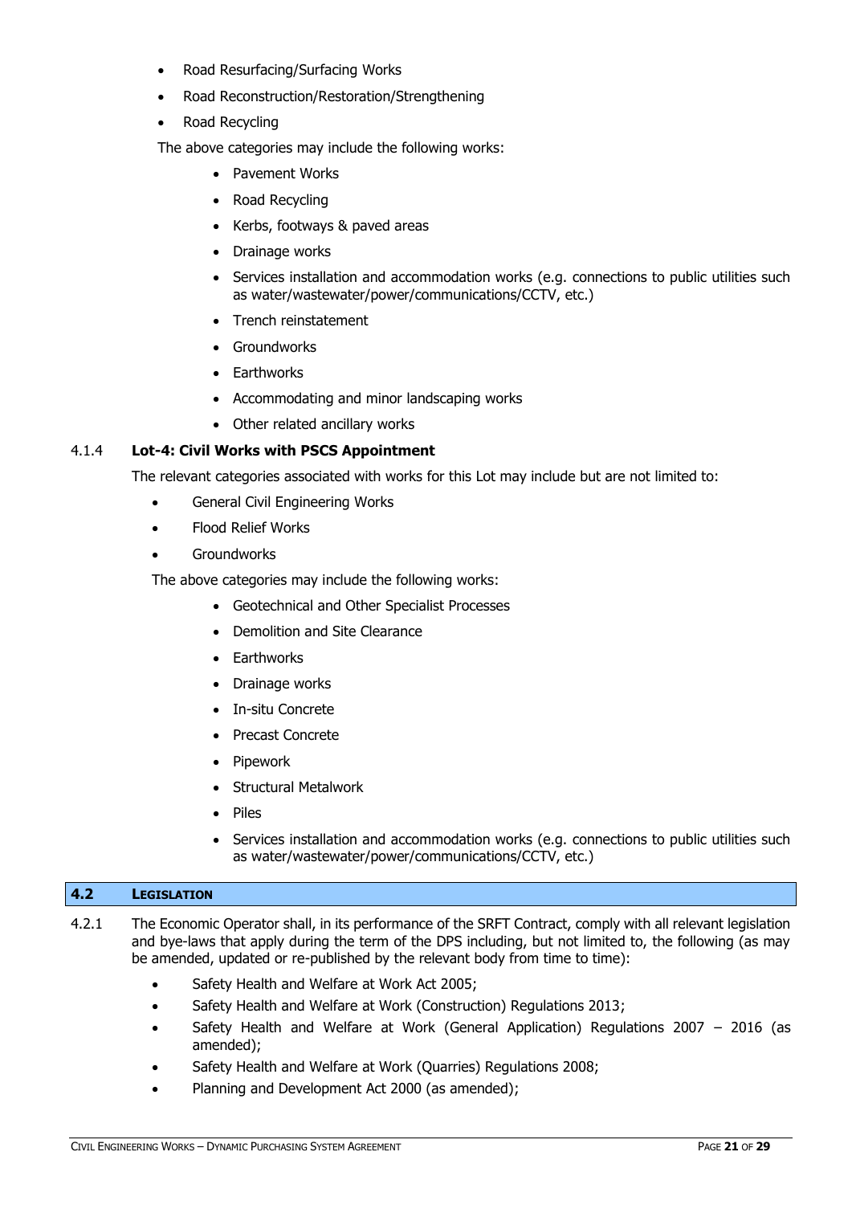- Road Resurfacing/Surfacing Works
- Road Reconstruction/Restoration/Strengthening
- Road Recycling

The above categories may include the following works:

- Pavement Works
- Road Recycling
- Kerbs, footways & paved areas
- Drainage works
- Services installation and accommodation works (e.g. connections to public utilities such as water/wastewater/power/communications/CCTV, etc.)
- Trench reinstatement
- Groundworks
- Earthworks
- Accommodating and minor landscaping works
- Other related ancillary works

4.1.4 **Lot-4: Civil Works with PSCS Appointment**

The relevant categories associated with works for this Lot may include but are not limited to:

- General Civil Engineering Works
- Flood Relief Works
- Groundworks

The above categories may include the following works:

- Geotechnical and Other Specialist Processes
- Demolition and Site Clearance
- Earthworks
- Drainage works
- In-situ Concrete
- Precast Concrete
- Pipework
- Structural Metalwork
- Piles
- Services installation and accommodation works (e.g. connections to public utilities such as water/wastewater/power/communications/CCTV, etc.)

## 4.2 LEGISLATION

4.2.1 The Economic Operator shall, in its performance of the SRFT Contract, comply with all relevant legislation and bye-laws that apply during the term of the DPS including, but not limited to, the following (as may be amended, updated or re-published by the relevant body from time to time):

- Safety Health and Welfare at Work Act 2005;
- Safety Health and Welfare at Work (Construction) Regulations 2013;
- Safety Health and Welfare at Work (General Application) Regulations 2007 – 2016 (as amended);
- Safety Health and Welfare at Work (Quarries) Regulations 2008;
- Planning and Development Act 2000 (as amended);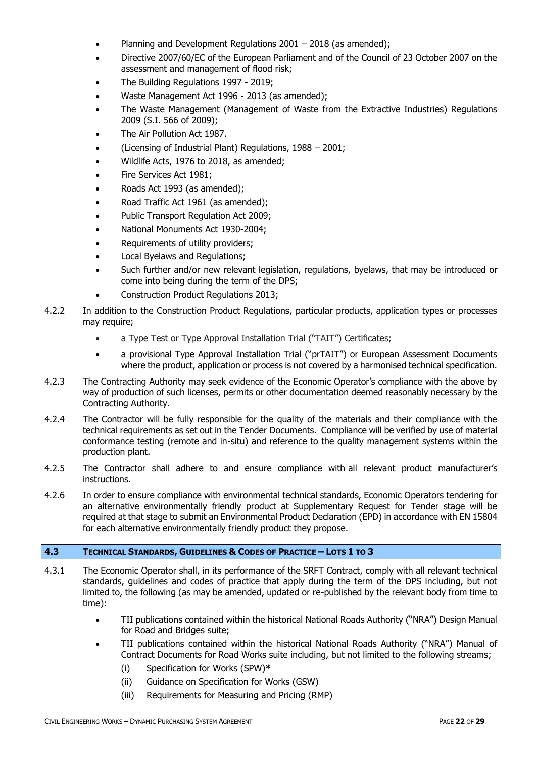- Planning and Development Regulations 2001 – 2018 (as amended);
- Directive 2007/60/EC of the European Parliament and of the Council of 23 October 2007 on the assessment and management of flood risk;
- The Building Regulations 1997 - 2019;
- Waste Management Act 1996 - 2013 (as amended);
- The Waste Management (Management of Waste from the Extractive Industries) Regulations 2009 (S.I. 566 of 2009);
- The Air Pollution Act 1987.
- (Licensing of Industrial Plant) Regulations, 1988 – 2001;
- Wildlife Acts, 1976 to 2018, as amended;
- Fire Services Act 1981;
- Roads Act 1993 (as amended);
- Road Traffic Act 1961 (as amended);
- Public Transport Regulation Act 2009;
- National Monuments Act 1930-2004;
- Requirements of utility providers;
- Local Byelaws and Regulations;
- Such further and/or new relevant legislation, regulations, byelaws, that may be introduced or come into being during the term of the DPS;
- Construction Product Regulations 2013;

4.2.2 In addition to the Construction Product Regulations, particular products, application types or processes may require;

- a Type Test or Type Approval Installation Trial ("TAIT") Certificates;
- a provisional Type Approval Installation Trial ("prTAIT") or European Assessment Documents where the product, application or process is not covered by a harmonised technical specification.

4.2.3 The Contracting Authority may seek evidence of the Economic Operator's compliance with the above by way of production of such licenses, permits or other documentation deemed reasonably necessary by the Contracting Authority.

4.2.4 The Contractor will be fully responsible for the quality of the materials and their compliance with the technical requirements as set out in the Tender Documents. Compliance will be verified by use of material conformance testing (remote and in-situ) and reference to the quality management systems within the production plant.

4.2.5 The Contractor shall adhere to and ensure compliance with all relevant product manufacturer's instructions.

4.2.6 In order to ensure compliance with environmental technical standards, Economic Operators tendering for an alternative environmentally friendly product at Supplementary Request for Tender stage will be required at that stage to submit an Environmental Product Declaration (EPD) in accordance with EN 15804 for each alternative environmentally friendly product they propose.

## 4.3 TECHNICAL STANDARDS, GUIDELINES & CODES OF PRACTICE – LOTS 1 TO 3

4.3.1 The Economic Operator shall, in its performance of the SRFT Contract, comply with all relevant technical standards, guidelines and codes of practice that apply during the term of the DPS including, but not limited to, the following (as may be amended, updated or re-published by the relevant body from time to time):

- TII publications contained within the historical National Roads Authority ("NRA") Design Manual for Road and Bridges suite;
- TII publications contained within the historical National Roads Authority ("NRA") Manual of Contract Documents for Road Works suite including, but not limited to the following streams;
  - (i) Specification for Works (SPW)**\***
  - (ii) Guidance on Specification for Works (GSW)
  - (iii) Requirements for Measuring and Pricing (RMP)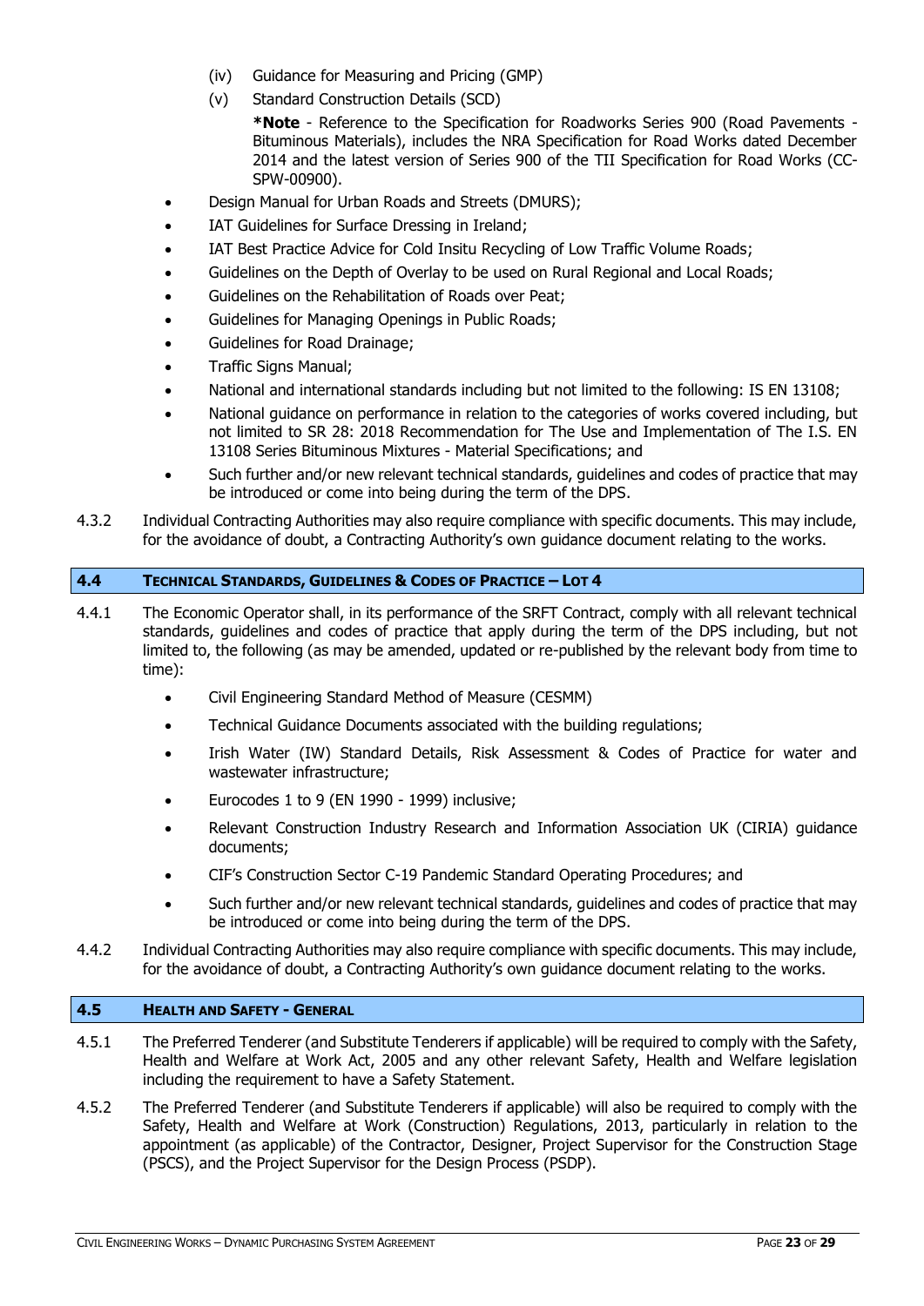(iv) Guidance for Measuring and Pricing (GMP)

(v) Standard Construction Details (SCD)

**\*Note** - Reference to the Specification for Roadworks Series 900 (Road Pavements - Bituminous Materials), includes the NRA Specification for Road Works dated December 2014 and the latest version of Series 900 of the TII Specification for Road Works (CC-SPW-00900).

- Design Manual for Urban Roads and Streets (DMURS);
- IAT Guidelines for Surface Dressing in Ireland;
- IAT Best Practice Advice for Cold Insitu Recycling of Low Traffic Volume Roads;
- Guidelines on the Depth of Overlay to be used on Rural Regional and Local Roads;
- Guidelines on the Rehabilitation of Roads over Peat;
- Guidelines for Managing Openings in Public Roads;
- Guidelines for Road Drainage;
- Traffic Signs Manual;
- National and international standards including but not limited to the following: IS EN 13108;
- National guidance on performance in relation to the categories of works covered including, but not limited to SR 28: 2018 Recommendation for The Use and Implementation of The I.S. EN 13108 Series Bituminous Mixtures - Material Specifications; and
- Such further and/or new relevant technical standards, guidelines and codes of practice that may be introduced or come into being during the term of the DPS.

4.3.2 Individual Contracting Authorities may also require compliance with specific documents. This may include, for the avoidance of doubt, a Contracting Authority's own guidance document relating to the works.

## 4.4 TECHNICAL STANDARDS, GUIDELINES & CODES OF PRACTICE – LOT 4

4.4.1 The Economic Operator shall, in its performance of the SRFT Contract, comply with all relevant technical standards, guidelines and codes of practice that apply during the term of the DPS including, but not limited to, the following (as may be amended, updated or re-published by the relevant body from time to time):

- Civil Engineering Standard Method of Measure (CESMM)
- Technical Guidance Documents associated with the building regulations;
- Irish Water (IW) Standard Details, Risk Assessment & Codes of Practice for water and wastewater infrastructure;
- Eurocodes 1 to 9 (EN 1990 - 1999) inclusive;
- Relevant Construction Industry Research and Information Association UK (CIRIA) guidance documents;
- CIF's Construction Sector C-19 Pandemic Standard Operating Procedures; and
- Such further and/or new relevant technical standards, guidelines and codes of practice that may be introduced or come into being during the term of the DPS.

4.4.2 Individual Contracting Authorities may also require compliance with specific documents. This may include, for the avoidance of doubt, a Contracting Authority's own guidance document relating to the works.

## 4.5 HEALTH AND SAFETY - GENERAL

4.5.1 The Preferred Tenderer (and Substitute Tenderers if applicable) will be required to comply with the Safety, Health and Welfare at Work Act, 2005 and any other relevant Safety, Health and Welfare legislation including the requirement to have a Safety Statement.

4.5.2 The Preferred Tenderer (and Substitute Tenderers if applicable) will also be required to comply with the Safety, Health and Welfare at Work (Construction) Regulations, 2013, particularly in relation to the appointment (as applicable) of the Contractor, Designer, Project Supervisor for the Construction Stage (PSCS), and the Project Supervisor for the Design Process (PSDP).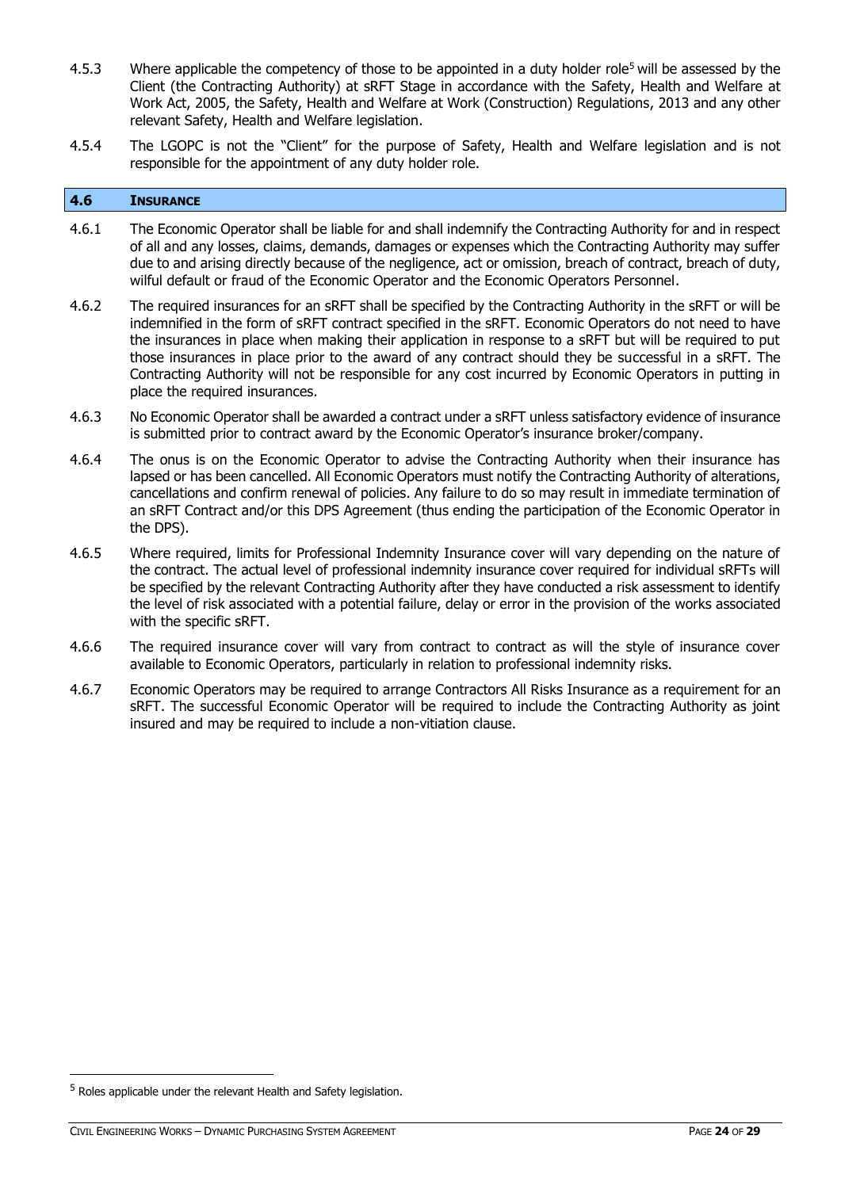4.5.3 Where applicable the competency of those to be appointed in a duty holder role[5] will be assessed by the Client (the Contracting Authority) at sRFT Stage in accordance with the Safety, Health and Welfare at Work Act, 2005, the Safety, Health and Welfare at Work (Construction) Regulations, 2013 and any other relevant Safety, Health and Welfare legislation.

4.5.4 The LGOPC is not the "Client" for the purpose of Safety, Health and Welfare legislation and is not responsible for the appointment of any duty holder role.

## 4.6 INSURANCE

4.6.1 The Economic Operator shall be liable for and shall indemnify the Contracting Authority for and in respect of all and any losses, claims, demands, damages or expenses which the Contracting Authority may suffer due to and arising directly because of the negligence, act or omission, breach of contract, breach of duty, wilful default or fraud of the Economic Operator and the Economic Operators Personnel.

4.6.2 The required insurances for an sRFT shall be specified by the Contracting Authority in the sRFT or will be indemnified in the form of sRFT contract specified in the sRFT. Economic Operators do not need to have the insurances in place when making their application in response to a sRFT but will be required to put those insurances in place prior to the award of any contract should they be successful in a sRFT. The Contracting Authority will not be responsible for any cost incurred by Economic Operators in putting in place the required insurances.

4.6.3 No Economic Operator shall be awarded a contract under a sRFT unless satisfactory evidence of insurance is submitted prior to contract award by the Economic Operator's insurance broker/company.

4.6.4 The onus is on the Economic Operator to advise the Contracting Authority when their insurance has lapsed or has been cancelled. All Economic Operators must notify the Contracting Authority of alterations, cancellations and confirm renewal of policies. Any failure to do so may result in immediate termination of an sRFT Contract and/or this DPS Agreement (thus ending the participation of the Economic Operator in the DPS).

4.6.5 Where required, limits for Professional Indemnity Insurance cover will vary depending on the nature of the contract. The actual level of professional indemnity insurance cover required for individual sRFTs will be specified by the relevant Contracting Authority after they have conducted a risk assessment to identify the level of risk associated with a potential failure, delay or error in the provision of the works associated with the specific sRFT.

4.6.6 The required insurance cover will vary from contract to contract as will the style of insurance cover available to Economic Operators, particularly in relation to professional indemnity risks.

4.6.7 Economic Operators may be required to arrange Contractors All Risks Insurance as a requirement for an sRFT. The successful Economic Operator will be required to include the Contracting Authority as joint insured and may be required to include a non-vitiation clause.

[5] Roles applicable under the relevant Health and Safety legislation.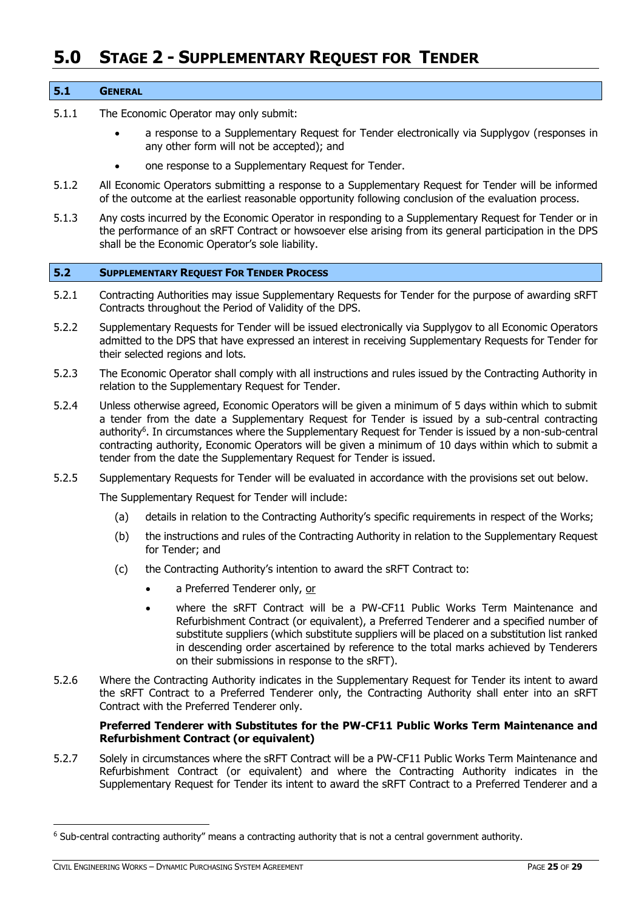# 5.0 Stage 2 - Supplementary Request for Tender

## 5.1 General

5.1.1 The Economic Operator may only submit:

- a response to a Supplementary Request for Tender electronically via Supplygov (responses in any other form will not be accepted); and
- one response to a Supplementary Request for Tender.

5.1.2 All Economic Operators submitting a response to a Supplementary Request for Tender will be informed of the outcome at the earliest reasonable opportunity following conclusion of the evaluation process.

5.1.3 Any costs incurred by the Economic Operator in responding to a Supplementary Request for Tender or in the performance of an sRFT Contract or howsoever else arising from its general participation in the DPS shall be the Economic Operator's sole liability.

## 5.2 Supplementary Request For Tender Process

5.2.1 Contracting Authorities may issue Supplementary Requests for Tender for the purpose of awarding sRFT Contracts throughout the Period of Validity of the DPS.

5.2.2 Supplementary Requests for Tender will be issued electronically via Supplygov to all Economic Operators admitted to the DPS that have expressed an interest in receiving Supplementary Requests for Tender for their selected regions and lots.

5.2.3 The Economic Operator shall comply with all instructions and rules issued by the Contracting Authority in relation to the Supplementary Request for Tender.

5.2.4 Unless otherwise agreed, Economic Operators will be given a minimum of 5 days within which to submit a tender from the date a Supplementary Request for Tender is issued by a sub-central contracting authority[6]. In circumstances where the Supplementary Request for Tender is issued by a non-sub-central contracting authority, Economic Operators will be given a minimum of 10 days within which to submit a tender from the date the Supplementary Request for Tender is issued.

5.2.5 Supplementary Requests for Tender will be evaluated in accordance with the provisions set out below.

The Supplementary Request for Tender will include:

(a) details in relation to the Contracting Authority's specific requirements in respect of the Works;

(b) the instructions and rules of the Contracting Authority in relation to the Supplementary Request for Tender; and

(c) the Contracting Authority's intention to award the sRFT Contract to:

- a Preferred Tenderer only, <u>or</u>
- where the sRFT Contract will be a PW-CF11 Public Works Term Maintenance and Refurbishment Contract (or equivalent), a Preferred Tenderer and a specified number of substitute suppliers (which substitute suppliers will be placed on a substitution list ranked in descending order ascertained by reference to the total marks achieved by Tenderers on their submissions in response to the sRFT).

5.2.6 Where the Contracting Authority indicates in the Supplementary Request for Tender its intent to award the sRFT Contract to a Preferred Tenderer only, the Contracting Authority shall enter into an sRFT Contract with the Preferred Tenderer only.

**Preferred Tenderer with Substitutes for the PW-CF11 Public Works Term Maintenance and Refurbishment Contract (or equivalent)**

5.2.7 Solely in circumstances where the sRFT Contract will be a PW-CF11 Public Works Term Maintenance and Refurbishment Contract (or equivalent) and where the Contracting Authority indicates in the Supplementary Request for Tender its intent to award the sRFT Contract to a Preferred Tenderer and a

---

[6] Sub-central contracting authority" means a contracting authority that is not a central government authority.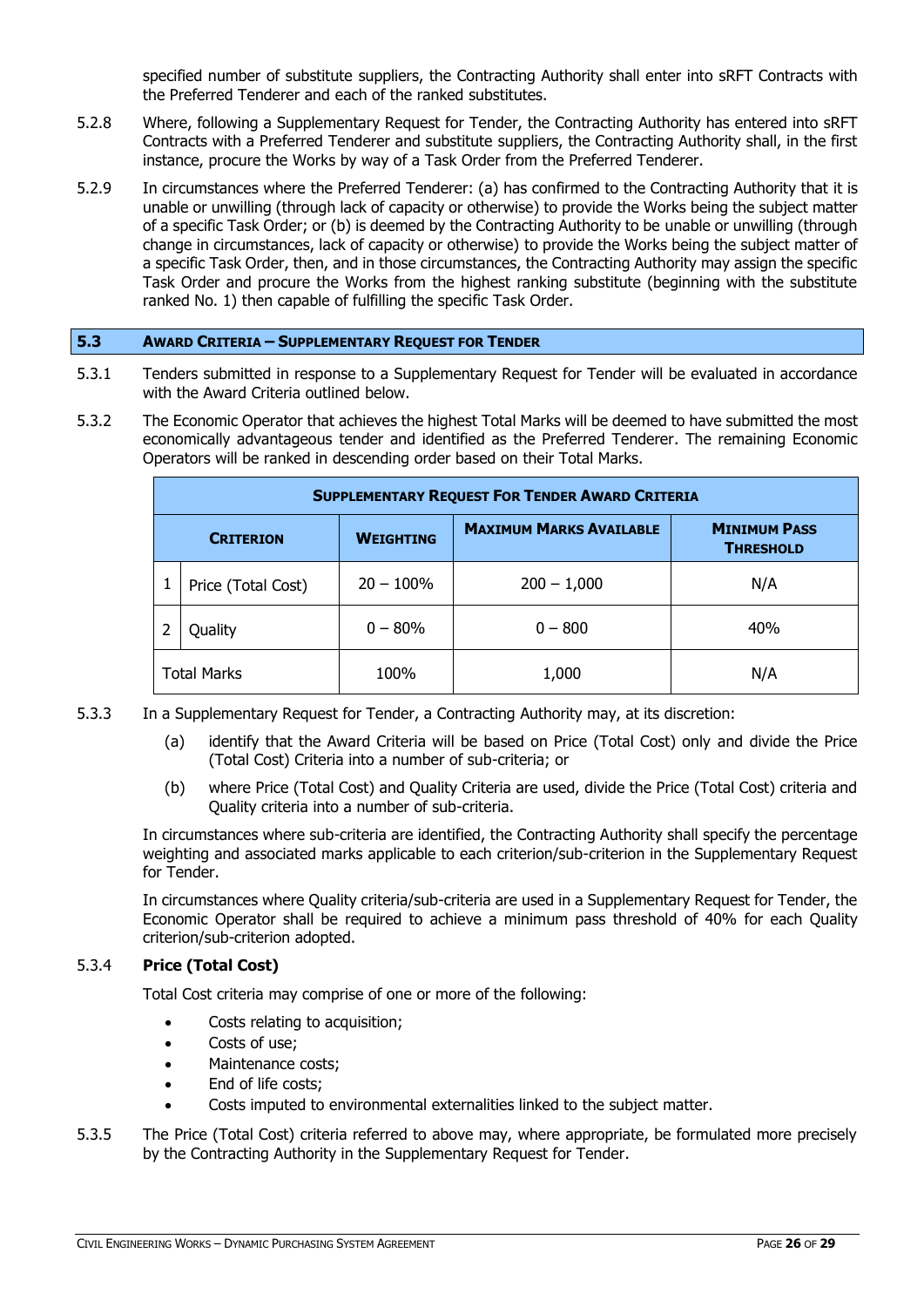specified number of substitute suppliers, the Contracting Authority shall enter into sRFT Contracts with the Preferred Tenderer and each of the ranked substitutes.

5.2.8 Where, following a Supplementary Request for Tender, the Contracting Authority has entered into sRFT Contracts with a Preferred Tenderer and substitute suppliers, the Contracting Authority shall, in the first instance, procure the Works by way of a Task Order from the Preferred Tenderer.

5.2.9 In circumstances where the Preferred Tenderer: (a) has confirmed to the Contracting Authority that it is unable or unwilling (through lack of capacity or otherwise) to provide the Works being the subject matter of a specific Task Order; or (b) is deemed by the Contracting Authority to be unable or unwilling (through change in circumstances, lack of capacity or otherwise) to provide the Works being the subject matter of a specific Task Order, then, and in those circumstances, the Contracting Authority may assign the specific Task Order and procure the Works from the highest ranking substitute (beginning with the substitute ranked No. 1) then capable of fulfilling the specific Task Order.

## 5.3 Award Criteria – Supplementary Request for Tender

5.3.1 Tenders submitted in response to a Supplementary Request for Tender will be evaluated in accordance with the Award Criteria outlined below.

5.3.2 The Economic Operator that achieves the highest Total Marks will be deemed to have submitted the most economically advantageous tender and identified as the Preferred Tenderer. The remaining Economic Operators will be ranked in descending order based on their Total Marks.

| Supplementary Request For Tender Award Criteria | | | | |
|---|---|---|---|---|
| Criterion | | Weighting | Maximum Marks Available | Minimum Pass Threshold |
| 1 | Price (Total Cost) | 20 – 100% | 200 – 1,000 | N/A |
| 2 | Quality | 0 – 80% | 0 – 800 | 40% |
| Total Marks | | 100% | 1,000 | N/A |

5.3.3 In a Supplementary Request for Tender, a Contracting Authority may, at its discretion:

(a) identify that the Award Criteria will be based on Price (Total Cost) only and divide the Price (Total Cost) Criteria into a number of sub-criteria; or

(b) where Price (Total Cost) and Quality Criteria are used, divide the Price (Total Cost) criteria and Quality criteria into a number of sub-criteria.

In circumstances where sub-criteria are identified, the Contracting Authority shall specify the percentage weighting and associated marks applicable to each criterion/sub-criterion in the Supplementary Request for Tender.

In circumstances where Quality criteria/sub-criteria are used in a Supplementary Request for Tender, the Economic Operator shall be required to achieve a minimum pass threshold of 40% for each Quality criterion/sub-criterion adopted.

5.3.4 **Price (Total Cost)**

Total Cost criteria may comprise of one or more of the following:

- Costs relating to acquisition;
- Costs of use;
- Maintenance costs;
- End of life costs;
- Costs imputed to environmental externalities linked to the subject matter.

5.3.5 The Price (Total Cost) criteria referred to above may, where appropriate, be formulated more precisely by the Contracting Authority in the Supplementary Request for Tender.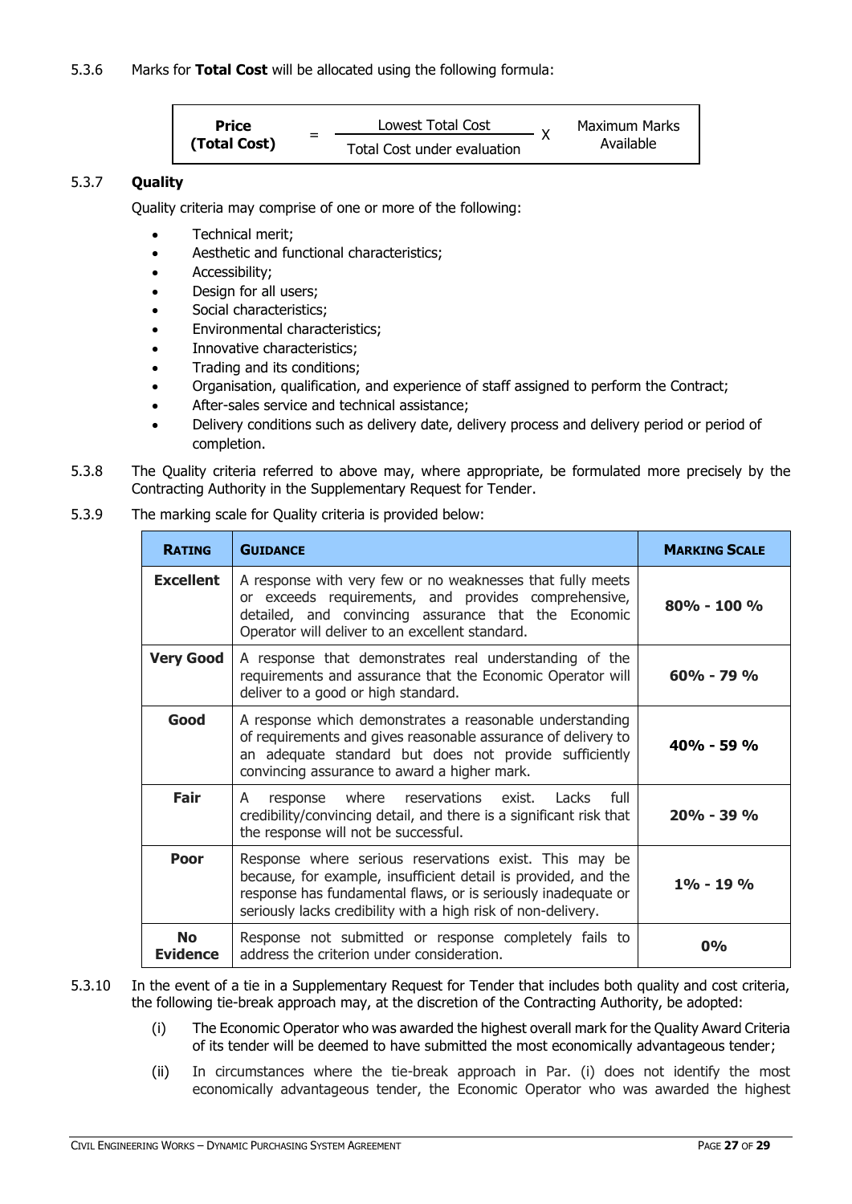5.3.6 Marks for **Total Cost** will be allocated using the following formula:

$$\text{Price (Total Cost)} = \frac{\text{Lowest Total Cost}}{\text{Total Cost under evaluation}} \times \text{Maximum Marks Available}$$

5.3.7 **Quality**

Quality criteria may comprise of one or more of the following:

- Technical merit;
- Aesthetic and functional characteristics;
- Accessibility;
- Design for all users;
- Social characteristics;
- Environmental characteristics;
- Innovative characteristics;
- Trading and its conditions;
- Organisation, qualification, and experience of staff assigned to perform the Contract;
- After-sales service and technical assistance;
- Delivery conditions such as delivery date, delivery process and delivery period or period of completion.

5.3.8 The Quality criteria referred to above may, where appropriate, be formulated more precisely by the Contracting Authority in the Supplementary Request for Tender.

5.3.9 The marking scale for Quality criteria is provided below:

| RATING | GUIDANCE | MARKING SCALE |
|---|---|---|
| **Excellent** | A response with very few or no weaknesses that fully meets or exceeds requirements, and provides comprehensive, detailed, and convincing assurance that the Economic Operator will deliver to an excellent standard. | **80% - 100 %** |
| **Very Good** | A response that demonstrates real understanding of the requirements and assurance that the Economic Operator will deliver to a good or high standard. | **60% - 79 %** |
| **Good** | A response which demonstrates a reasonable understanding of requirements and gives reasonable assurance of delivery to an adequate standard but does not provide sufficiently convincing assurance to award a higher mark. | **40% - 59 %** |
| **Fair** | A response where reservations exist. Lacks full credibility/convincing detail, and there is a significant risk that the response will not be successful. | **20% - 39 %** |
| **Poor** | Response where serious reservations exist. This may be because, for example, insufficient detail is provided, and the response has fundamental flaws, or is seriously inadequate or seriously lacks credibility with a high risk of non-delivery. | **1% - 19 %** |
| **No Evidence** | Response not submitted or response completely fails to address the criterion under consideration. | **0%** |

5.3.10 In the event of a tie in a Supplementary Request for Tender that includes both quality and cost criteria, the following tie-break approach may, at the discretion of the Contracting Authority, be adopted:

(i) The Economic Operator who was awarded the highest overall mark for the Quality Award Criteria of its tender will be deemed to have submitted the most economically advantageous tender;

(ii) In circumstances where the tie-break approach in Par. (i) does not identify the most economically advantageous tender, the Economic Operator who was awarded the highest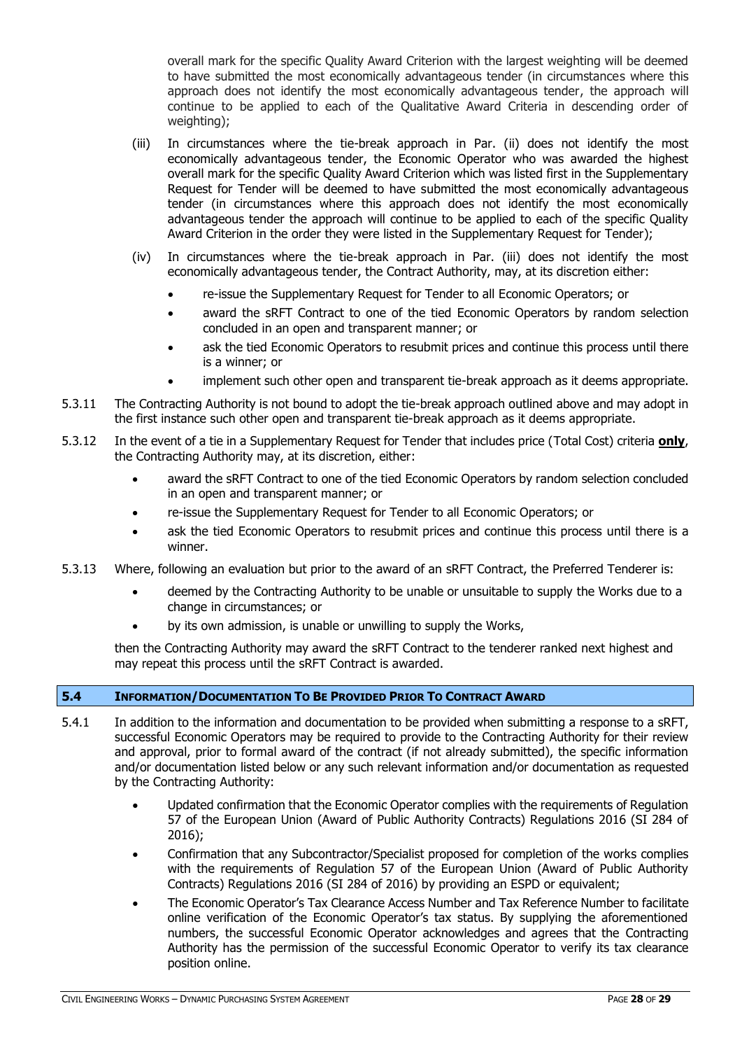overall mark for the specific Quality Award Criterion with the largest weighting will be deemed to have submitted the most economically advantageous tender (in circumstances where this approach does not identify the most economically advantageous tender, the approach will continue to be applied to each of the Qualitative Award Criteria in descending order of weighting);

(iii) In circumstances where the tie-break approach in Par. (ii) does not identify the most economically advantageous tender, the Economic Operator who was awarded the highest overall mark for the specific Quality Award Criterion which was listed first in the Supplementary Request for Tender will be deemed to have submitted the most economically advantageous tender (in circumstances where this approach does not identify the most economically advantageous tender the approach will continue to be applied to each of the specific Quality Award Criterion in the order they were listed in the Supplementary Request for Tender);

(iv) In circumstances where the tie-break approach in Par. (iii) does not identify the most economically advantageous tender, the Contract Authority, may, at its discretion either:

- re-issue the Supplementary Request for Tender to all Economic Operators; or
- award the sRFT Contract to one of the tied Economic Operators by random selection concluded in an open and transparent manner; or
- ask the tied Economic Operators to resubmit prices and continue this process until there is a winner; or
- implement such other open and transparent tie-break approach as it deems appropriate.

5.3.11 The Contracting Authority is not bound to adopt the tie-break approach outlined above and may adopt in the first instance such other open and transparent tie-break approach as it deems appropriate.

5.3.12 In the event of a tie in a Supplementary Request for Tender that includes price (Total Cost) criteria **only**, the Contracting Authority may, at its discretion, either:

- award the sRFT Contract to one of the tied Economic Operators by random selection concluded in an open and transparent manner; or
- re-issue the Supplementary Request for Tender to all Economic Operators; or
- ask the tied Economic Operators to resubmit prices and continue this process until there is a winner.

5.3.13 Where, following an evaluation but prior to the award of an sRFT Contract, the Preferred Tenderer is:

- deemed by the Contracting Authority to be unable or unsuitable to supply the Works due to a change in circumstances; or
- by its own admission, is unable or unwilling to supply the Works,

then the Contracting Authority may award the sRFT Contract to the tenderer ranked next highest and may repeat this process until the sRFT Contract is awarded.

## 5.4 Information/Documentation To Be Provided Prior To Contract Award

5.4.1 In addition to the information and documentation to be provided when submitting a response to a sRFT, successful Economic Operators may be required to provide to the Contracting Authority for their review and approval, prior to formal award of the contract (if not already submitted), the specific information and/or documentation listed below or any such relevant information and/or documentation as requested by the Contracting Authority:

- Updated confirmation that the Economic Operator complies with the requirements of Regulation 57 of the European Union (Award of Public Authority Contracts) Regulations 2016 (SI 284 of 2016);
- Confirmation that any Subcontractor/Specialist proposed for completion of the works complies with the requirements of Regulation 57 of the European Union (Award of Public Authority Contracts) Regulations 2016 (SI 284 of 2016) by providing an ESPD or equivalent;
- The Economic Operator's Tax Clearance Access Number and Tax Reference Number to facilitate online verification of the Economic Operator's tax status. By supplying the aforementioned numbers, the successful Economic Operator acknowledges and agrees that the Contracting Authority has the permission of the successful Economic Operator to verify its tax clearance position online.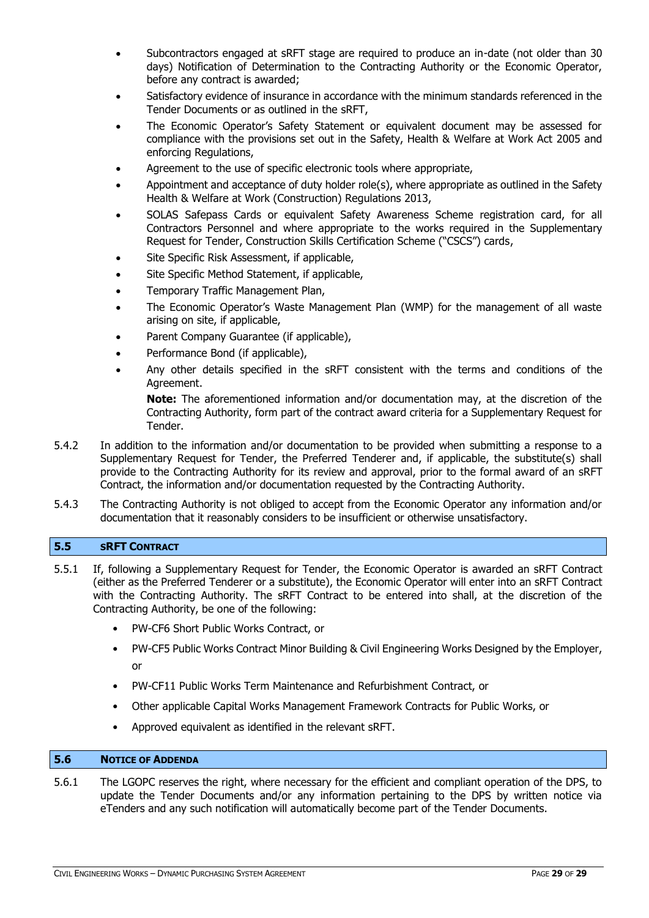- Subcontractors engaged at sRFT stage are required to produce an in-date (not older than 30 days) Notification of Determination to the Contracting Authority or the Economic Operator, before any contract is awarded;
- Satisfactory evidence of insurance in accordance with the minimum standards referenced in the Tender Documents or as outlined in the sRFT,
- The Economic Operator's Safety Statement or equivalent document may be assessed for compliance with the provisions set out in the Safety, Health & Welfare at Work Act 2005 and enforcing Regulations,
- Agreement to the use of specific electronic tools where appropriate,
- Appointment and acceptance of duty holder role(s), where appropriate as outlined in the Safety Health & Welfare at Work (Construction) Regulations 2013,
- SOLAS Safepass Cards or equivalent Safety Awareness Scheme registration card, for all Contractors Personnel and where appropriate to the works required in the Supplementary Request for Tender, Construction Skills Certification Scheme ("CSCS") cards,
- Site Specific Risk Assessment, if applicable,
- Site Specific Method Statement, if applicable,
- Temporary Traffic Management Plan,
- The Economic Operator's Waste Management Plan (WMP) for the management of all waste arising on site, if applicable,
- Parent Company Guarantee (if applicable),
- Performance Bond (if applicable),
- Any other details specified in the sRFT consistent with the terms and conditions of the Agreement.

  **Note:** The aforementioned information and/or documentation may, at the discretion of the Contracting Authority, form part of the contract award criteria for a Supplementary Request for Tender.

5.4.2 In addition to the information and/or documentation to be provided when submitting a response to a Supplementary Request for Tender, the Preferred Tenderer and, if applicable, the substitute(s) shall provide to the Contracting Authority for its review and approval, prior to the formal award of an sRFT Contract, the information and/or documentation requested by the Contracting Authority.

5.4.3 The Contracting Authority is not obliged to accept from the Economic Operator any information and/or documentation that it reasonably considers to be insufficient or otherwise unsatisfactory.

## 5.5 sRFT Contract

5.5.1 If, following a Supplementary Request for Tender, the Economic Operator is awarded an sRFT Contract (either as the Preferred Tenderer or a substitute), the Economic Operator will enter into an sRFT Contract with the Contracting Authority. The sRFT Contract to be entered into shall, at the discretion of the Contracting Authority, be one of the following:

- PW-CF6 Short Public Works Contract, or
- PW-CF5 Public Works Contract Minor Building & Civil Engineering Works Designed by the Employer, or
- PW-CF11 Public Works Term Maintenance and Refurbishment Contract, or
- Other applicable Capital Works Management Framework Contracts for Public Works, or
- Approved equivalent as identified in the relevant sRFT.

## 5.6 Notice of Addenda

5.6.1 The LGOPC reserves the right, where necessary for the efficient and compliant operation of the DPS, to update the Tender Documents and/or any information pertaining to the DPS by written notice via eTenders and any such notification will automatically become part of the Tender Documents.